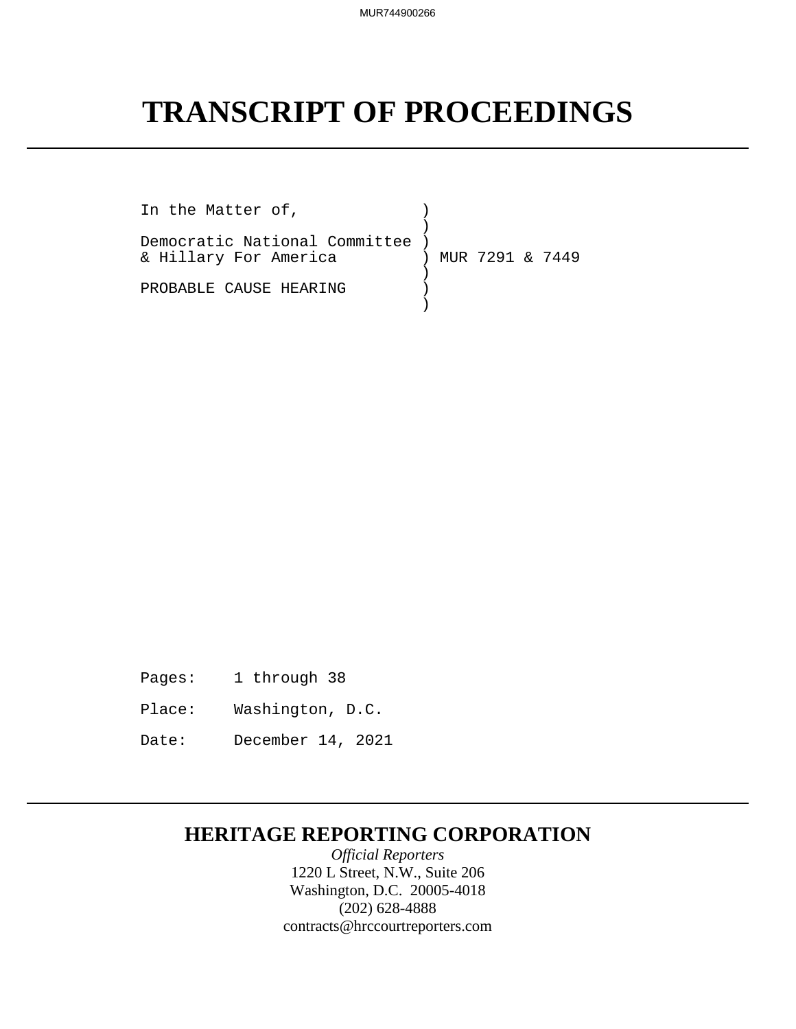# TRANSCRIPT OF PROCEEDINGS

```
In the Matter of,              )
                               )
Democratic National Committee  )
& Hillary For America          ) MUR 7291 & 7449
                               )
PROBABLE CAUSE HEARING         )
                               )
```

Pages: 1 through 38

Place: Washington, D.C.

Date: December 14, 2021

## HERITAGE REPORTING CORPORATION

*Official Reporters*
1220 L Street, N.W., Suite 206
Washington, D.C. 20005-4018
(202) 628-4888
contracts@hrccourtreporters.com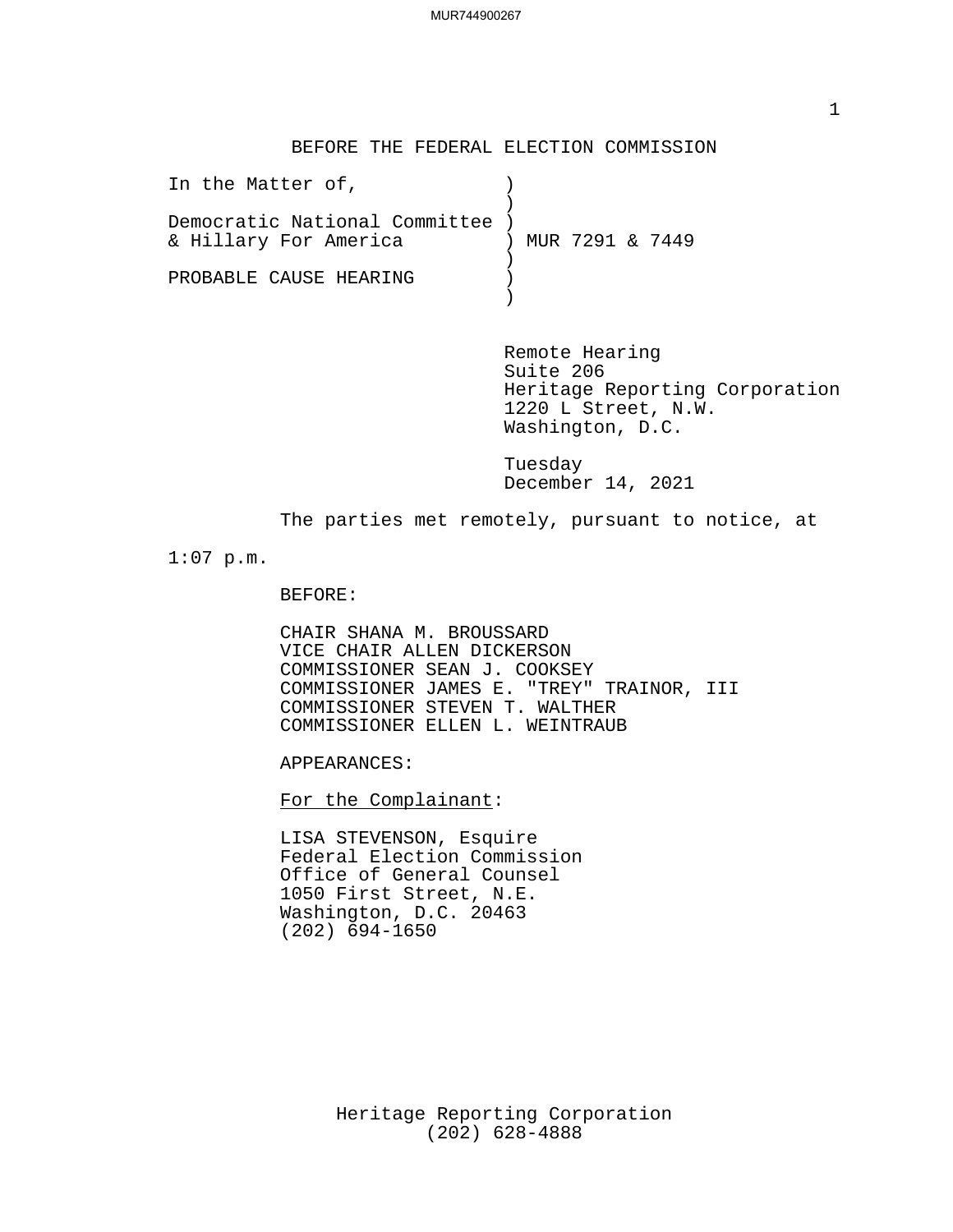BEFORE THE FEDERAL ELECTION COMMISSION

```
In the Matter of,              )
                               )
Democratic National Committee  )
& Hillary For America          ) MUR 7291 & 7449
                               )
PROBABLE CAUSE HEARING         )
                               )
```

Remote Hearing
Suite 206
Heritage Reporting Corporation
1220 L Street, N.W.
Washington, D.C.

Tuesday
December 14, 2021

The parties met remotely, pursuant to notice, at 1:07 p.m.

BEFORE:

CHAIR SHANA M. BROUSSARD
VICE CHAIR ALLEN DICKERSON
COMMISSIONER SEAN J. COOKSEY
COMMISSIONER JAMES E. "TREY" TRAINOR, III
COMMISSIONER STEVEN T. WALTHER
COMMISSIONER ELLEN L. WEINTRAUB

APPEARANCES:

For the Complainant:

LISA STEVENSON, Esquire
Federal Election Commission
Office of General Counsel
1050 First Street, N.E.
Washington, D.C. 20463
(202) 694-1650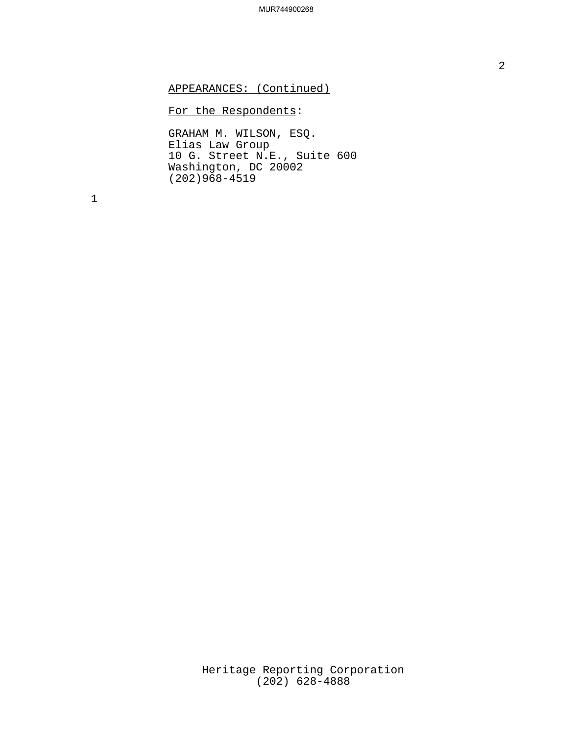APPEARANCES: (Continued)

For the Respondents:

GRAHAM M. WILSON, ESQ.
Elias Law Group
10 G. Street N.E., Suite 600
Washington, DC 20002
(202)968-4519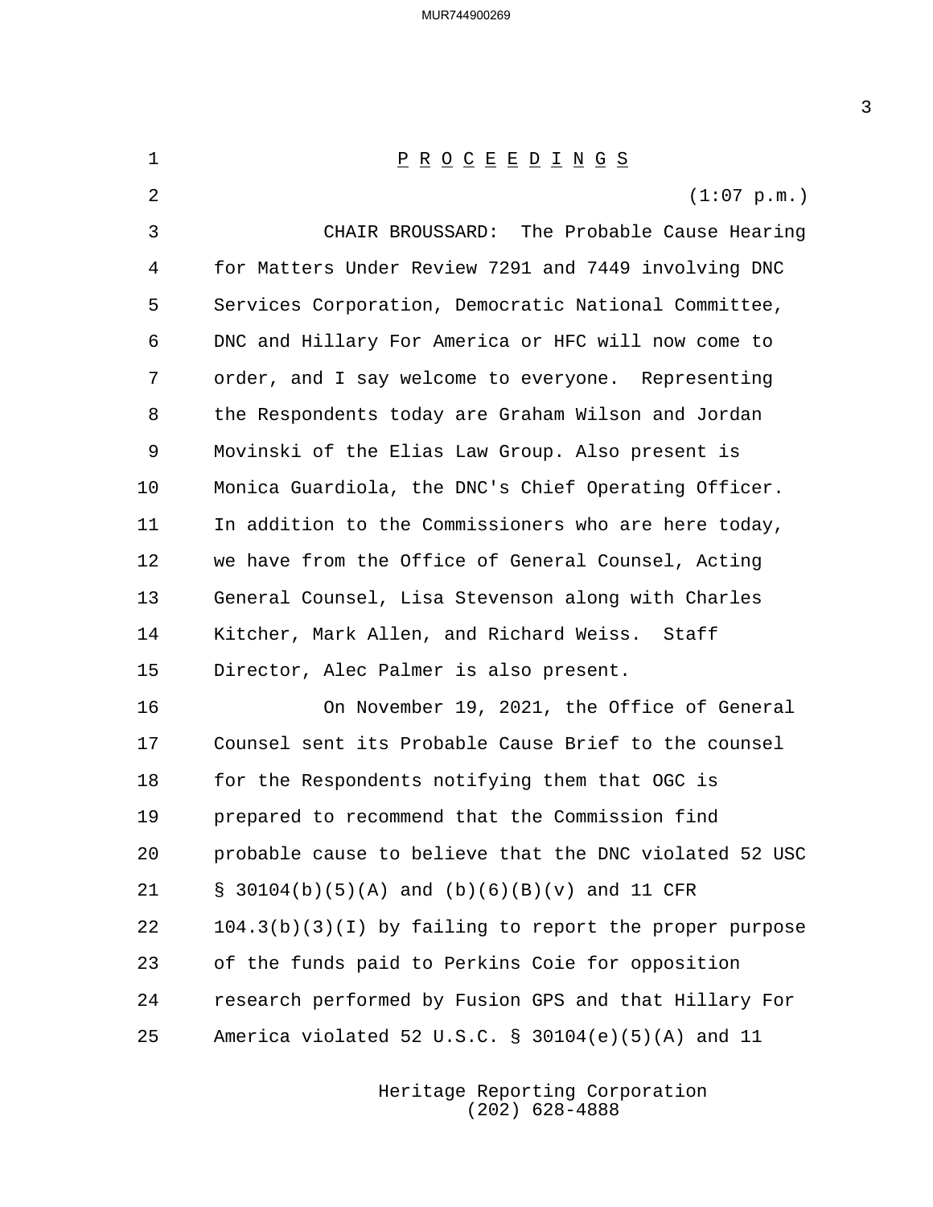# P R O C E E D I N G S

(1:07 p.m.)

CHAIR BROUSSARD: The Probable Cause Hearing for Matters Under Review 7291 and 7449 involving DNC Services Corporation, Democratic National Committee, DNC and Hillary For America or HFC will now come to order, and I say welcome to everyone. Representing the Respondents today are Graham Wilson and Jordan Movinski of the Elias Law Group. Also present is Monica Guardiola, the DNC's Chief Operating Officer. In addition to the Commissioners who are here today, we have from the Office of General Counsel, Acting General Counsel, Lisa Stevenson along with Charles Kitcher, Mark Allen, and Richard Weiss. Staff Director, Alec Palmer is also present.

On November 19, 2021, the Office of General Counsel sent its Probable Cause Brief to the counsel for the Respondents notifying them that OGC is prepared to recommend that the Commission find probable cause to believe that the DNC violated 52 USC § 30104(b)(5)(A) and (b)(6)(B)(v) and 11 CFR 104.3(b)(3)(I) by failing to report the proper purpose of the funds paid to Perkins Coie for opposition research performed by Fusion GPS and that Hillary For America violated 52 U.S.C. § 30104(e)(5)(A) and 11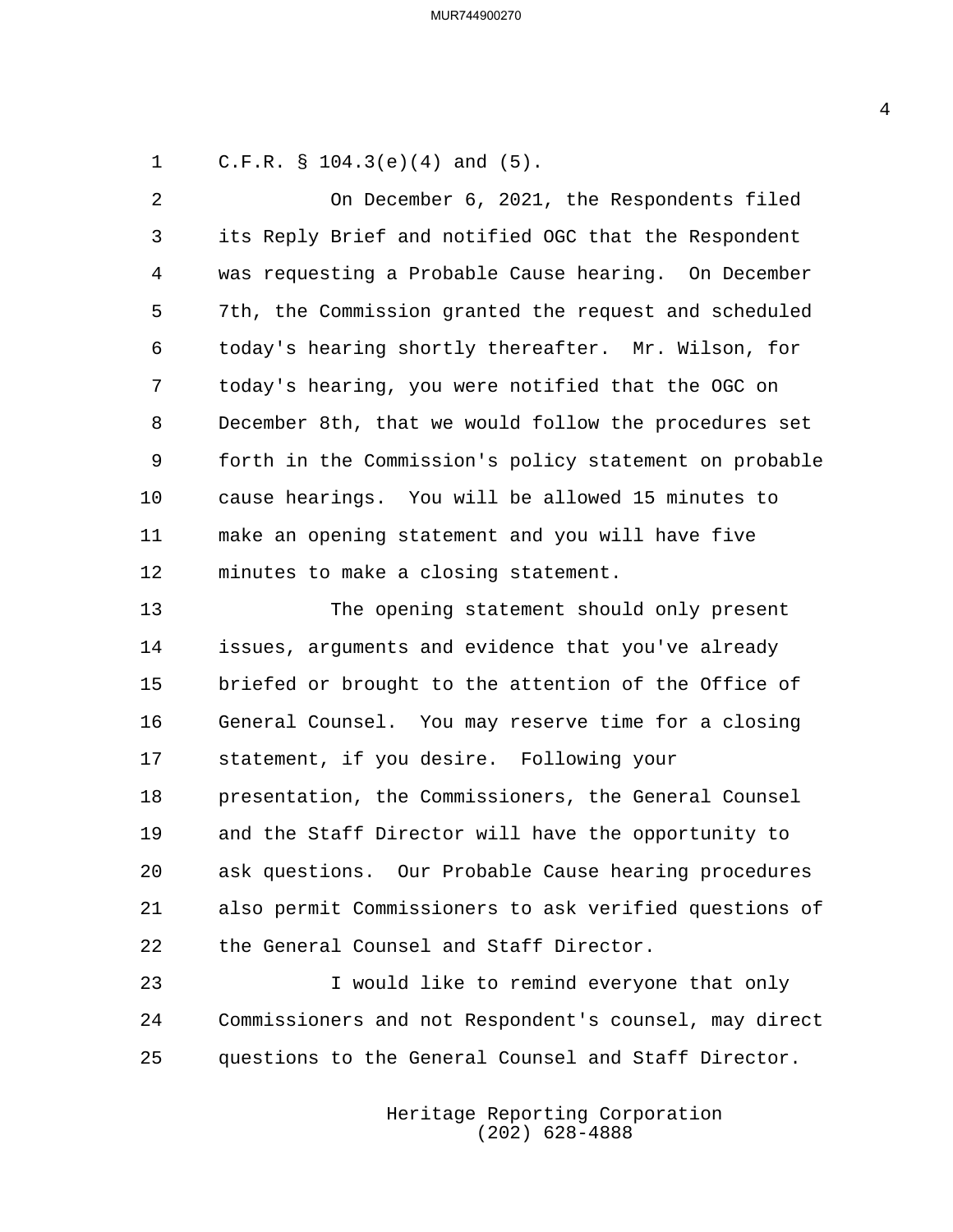C.F.R. § 104.3(e)(4) and (5).

On December 6, 2021, the Respondents filed its Reply Brief and notified OGC that the Respondent was requesting a Probable Cause hearing. On December 7th, the Commission granted the request and scheduled today's hearing shortly thereafter. Mr. Wilson, for today's hearing, you were notified that the OGC on December 8th, that we would follow the procedures set forth in the Commission's policy statement on probable cause hearings. You will be allowed 15 minutes to make an opening statement and you will have five minutes to make a closing statement.

The opening statement should only present issues, arguments and evidence that you've already briefed or brought to the attention of the Office of General Counsel. You may reserve time for a closing statement, if you desire. Following your presentation, the Commissioners, the General Counsel and the Staff Director will have the opportunity to ask questions. Our Probable Cause hearing procedures also permit Commissioners to ask verified questions of the General Counsel and Staff Director.

I would like to remind everyone that only Commissioners and not Respondent's counsel, may direct questions to the General Counsel and Staff Director.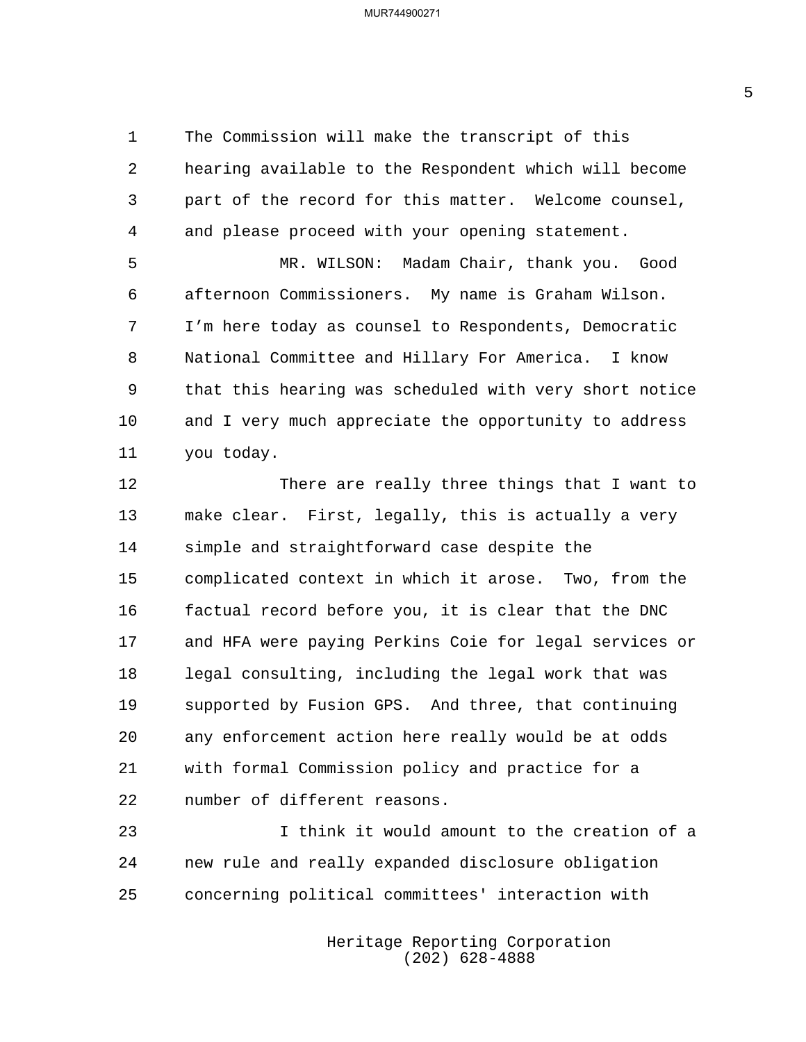The Commission will make the transcript of this hearing available to the Respondent which will become part of the record for this matter. Welcome counsel, and please proceed with your opening statement.

MR. WILSON: Madam Chair, thank you. Good afternoon Commissioners. My name is Graham Wilson. I'm here today as counsel to Respondents, Democratic National Committee and Hillary For America. I know that this hearing was scheduled with very short notice and I very much appreciate the opportunity to address you today.

There are really three things that I want to make clear. First, legally, this is actually a very simple and straightforward case despite the complicated context in which it arose. Two, from the factual record before you, it is clear that the DNC and HFA were paying Perkins Coie for legal services or legal consulting, including the legal work that was supported by Fusion GPS. And three, that continuing any enforcement action here really would be at odds with formal Commission policy and practice for a number of different reasons.

I think it would amount to the creation of a new rule and really expanded disclosure obligation concerning political committees' interaction with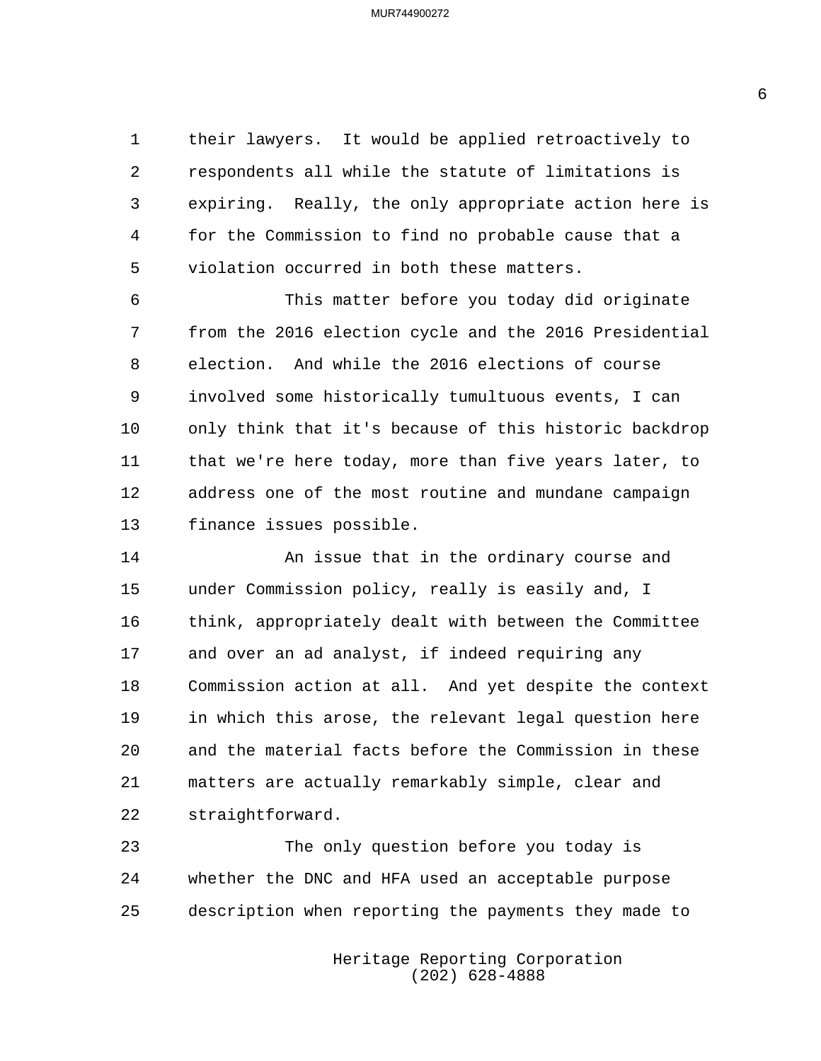their lawyers. It would be applied retroactively to respondents all while the statute of limitations is expiring. Really, the only appropriate action here is for the Commission to find no probable cause that a violation occurred in both these matters.

This matter before you today did originate from the 2016 election cycle and the 2016 Presidential election. And while the 2016 elections of course involved some historically tumultuous events, I can only think that it's because of this historic backdrop that we're here today, more than five years later, to address one of the most routine and mundane campaign finance issues possible.

An issue that in the ordinary course and under Commission policy, really is easily and, I think, appropriately dealt with between the Committee and over an ad analyst, if indeed requiring any Commission action at all. And yet despite the context in which this arose, the relevant legal question here and the material facts before the Commission in these matters are actually remarkably simple, clear and straightforward.

The only question before you today is whether the DNC and HFA used an acceptable purpose description when reporting the payments they made to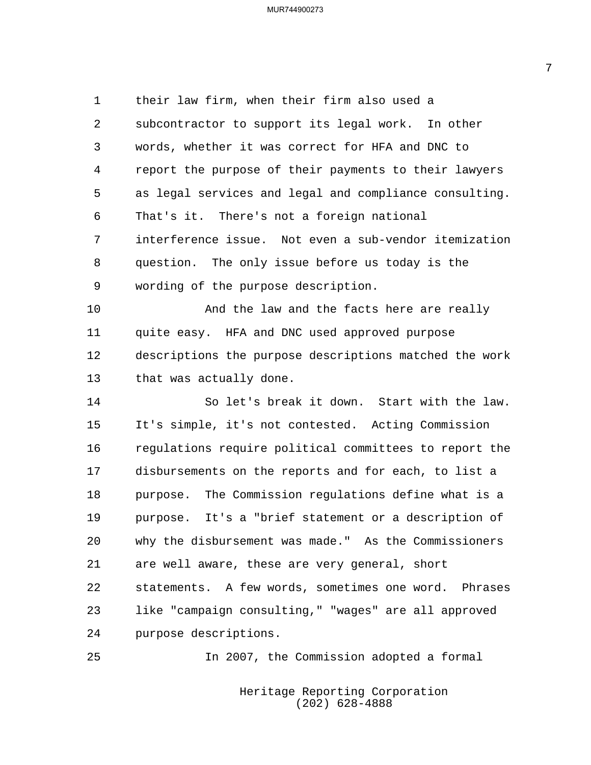their law firm, when their firm also used a subcontractor to support its legal work. In other words, whether it was correct for HFA and DNC to report the purpose of their payments to their lawyers as legal services and legal and compliance consulting. That's it. There's not a foreign national interference issue. Not even a sub-vendor itemization question. The only issue before us today is the wording of the purpose description.

And the law and the facts here are really quite easy. HFA and DNC used approved purpose descriptions the purpose descriptions matched the work that was actually done.

So let's break it down. Start with the law. It's simple, it's not contested. Acting Commission regulations require political committees to report the disbursements on the reports and for each, to list a purpose. The Commission regulations define what is a purpose. It's a "brief statement or a description of why the disbursement was made." As the Commissioners are well aware, these are very general, short statements. A few words, sometimes one word. Phrases like "campaign consulting," "wages" are all approved purpose descriptions.

In 2007, the Commission adopted a formal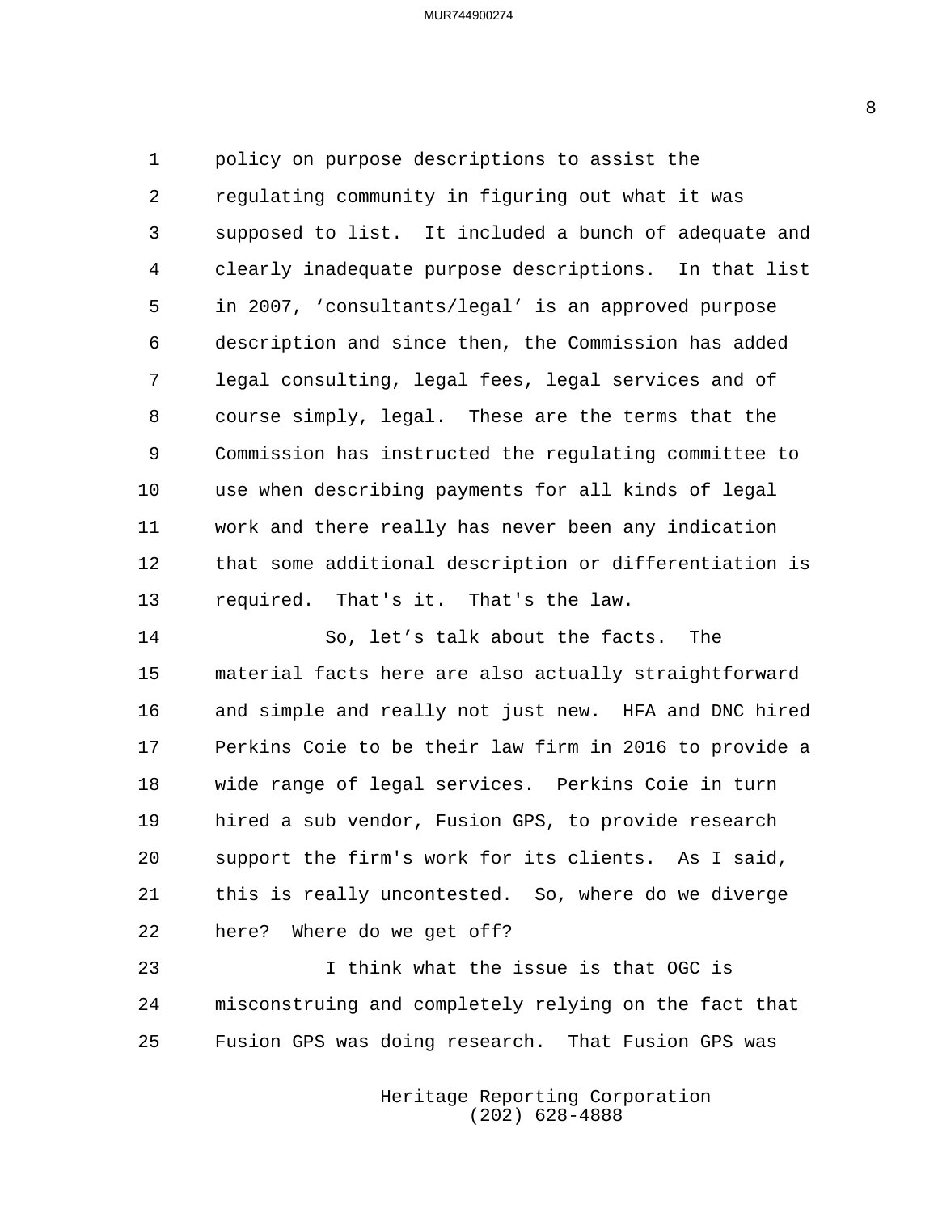policy on purpose descriptions to assist the regulating community in figuring out what it was supposed to list. It included a bunch of adequate and clearly inadequate purpose descriptions. In that list in 2007, 'consultants/legal' is an approved purpose description and since then, the Commission has added legal consulting, legal fees, legal services and of course simply, legal. These are the terms that the Commission has instructed the regulating committee to use when describing payments for all kinds of legal work and there really has never been any indication that some additional description or differentiation is required. That's it. That's the law.

So, let's talk about the facts. The material facts here are also actually straightforward and simple and really not just new. HFA and DNC hired Perkins Coie to be their law firm in 2016 to provide a wide range of legal services. Perkins Coie in turn hired a sub vendor, Fusion GPS, to provide research support the firm's work for its clients. As I said, this is really uncontested. So, where do we diverge here? Where do we get off?

I think what the issue is that OGC is misconstruing and completely relying on the fact that Fusion GPS was doing research. That Fusion GPS was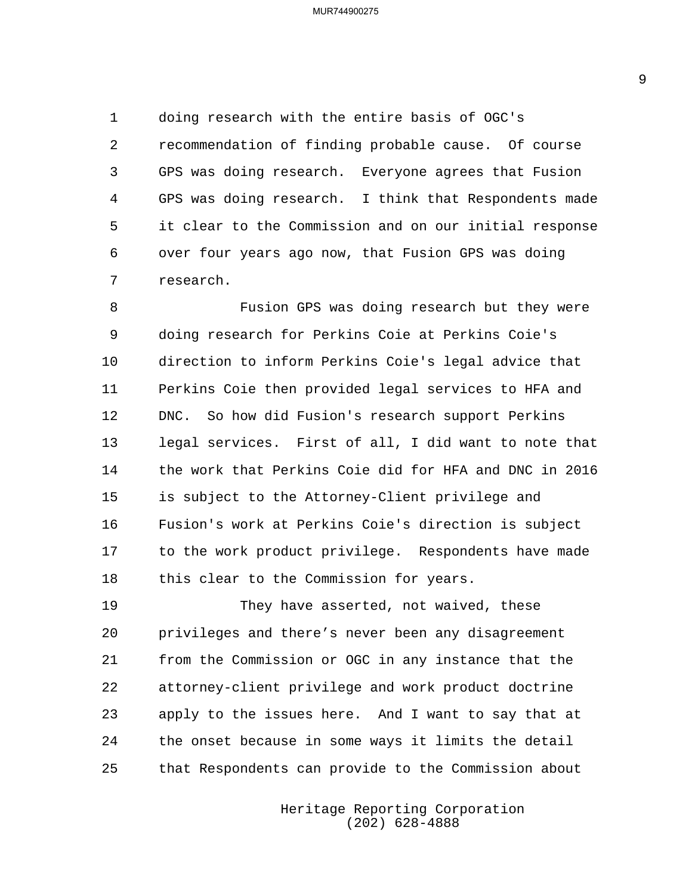doing research with the entire basis of OGC's recommendation of finding probable cause. Of course GPS was doing research. Everyone agrees that Fusion GPS was doing research. I think that Respondents made it clear to the Commission and on our initial response over four years ago now, that Fusion GPS was doing research.

Fusion GPS was doing research but they were doing research for Perkins Coie at Perkins Coie's direction to inform Perkins Coie's legal advice that Perkins Coie then provided legal services to HFA and DNC. So how did Fusion's research support Perkins legal services. First of all, I did want to note that the work that Perkins Coie did for HFA and DNC in 2016 is subject to the Attorney-Client privilege and Fusion's work at Perkins Coie's direction is subject to the work product privilege. Respondents have made this clear to the Commission for years.

They have asserted, not waived, these privileges and there's never been any disagreement from the Commission or OGC in any instance that the attorney-client privilege and work product doctrine apply to the issues here. And I want to say that at the onset because in some ways it limits the detail that Respondents can provide to the Commission about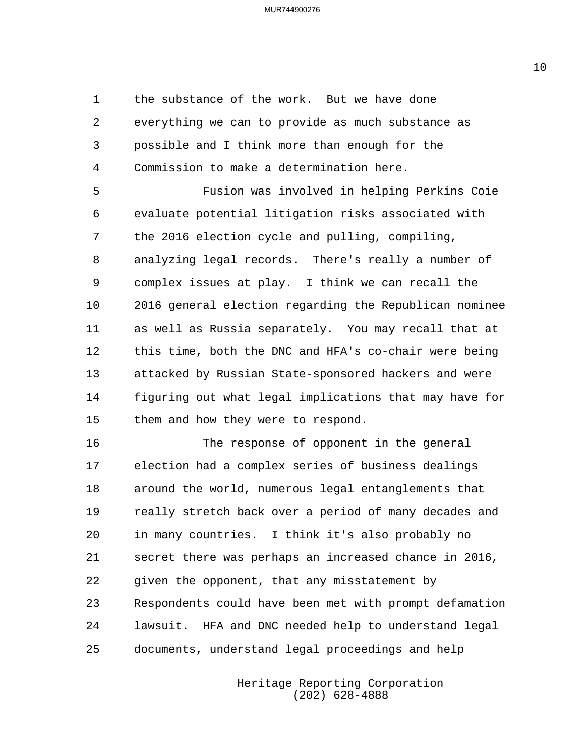the substance of the work. But we have done everything we can to provide as much substance as possible and I think more than enough for the Commission to make a determination here.

Fusion was involved in helping Perkins Coie evaluate potential litigation risks associated with the 2016 election cycle and pulling, compiling, analyzing legal records. There's really a number of complex issues at play. I think we can recall the 2016 general election regarding the Republican nominee as well as Russia separately. You may recall that at this time, both the DNC and HFA's co-chair were being attacked by Russian State-sponsored hackers and were figuring out what legal implications that may have for them and how they were to respond.

The response of opponent in the general election had a complex series of business dealings around the world, numerous legal entanglements that really stretch back over a period of many decades and in many countries. I think it's also probably no secret there was perhaps an increased chance in 2016, given the opponent, that any misstatement by Respondents could have been met with prompt defamation lawsuit. HFA and DNC needed help to understand legal documents, understand legal proceedings and help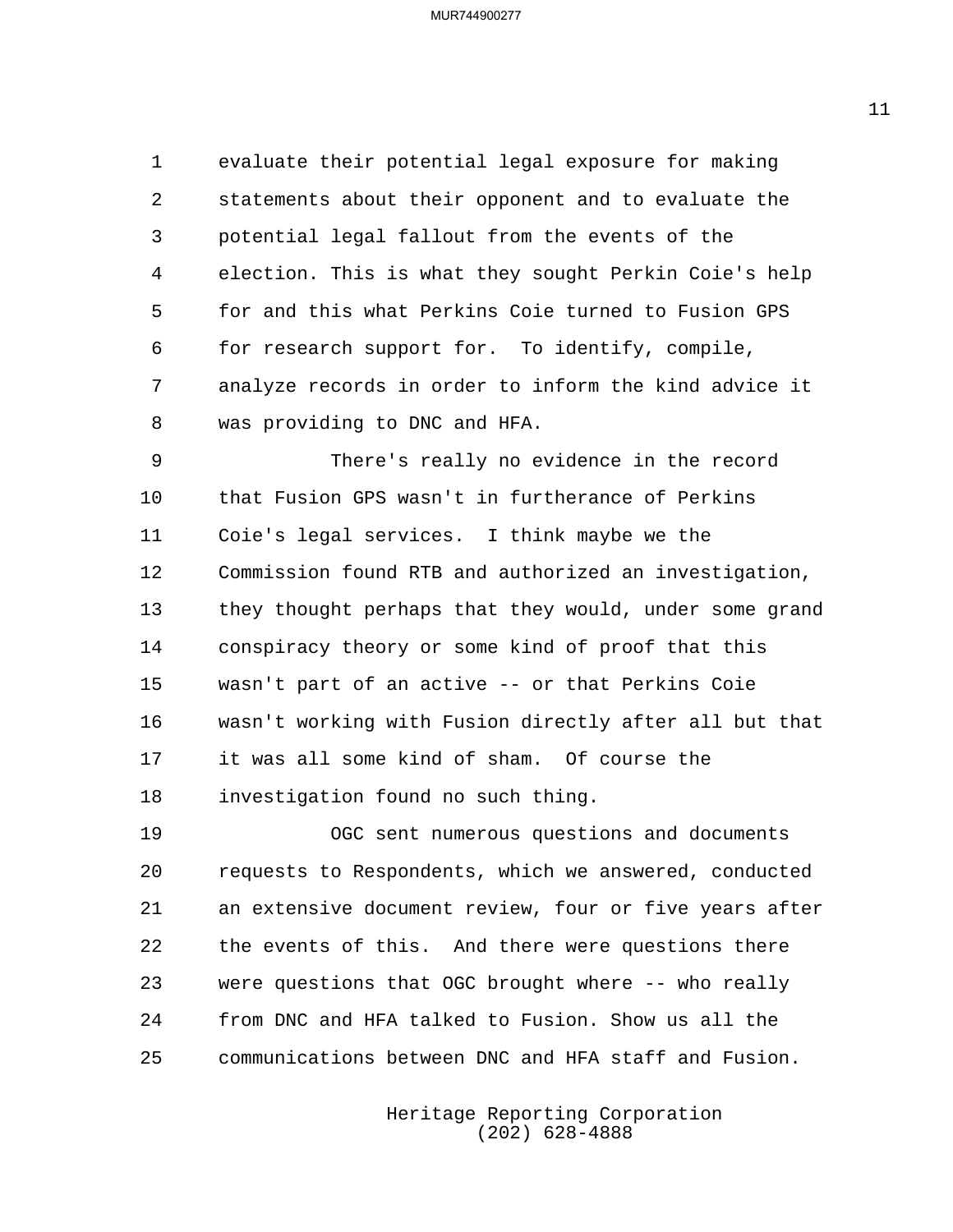evaluate their potential legal exposure for making statements about their opponent and to evaluate the potential legal fallout from the events of the election. This is what they sought Perkin Coie's help for and this what Perkins Coie turned to Fusion GPS for research support for. To identify, compile, analyze records in order to inform the kind advice it was providing to DNC and HFA.

There's really no evidence in the record that Fusion GPS wasn't in furtherance of Perkins Coie's legal services. I think maybe we the Commission found RTB and authorized an investigation, they thought perhaps that they would, under some grand conspiracy theory or some kind of proof that this wasn't part of an active -- or that Perkins Coie wasn't working with Fusion directly after all but that it was all some kind of sham. Of course the investigation found no such thing.

OGC sent numerous questions and documents requests to Respondents, which we answered, conducted an extensive document review, four or five years after the events of this. And there were questions there were questions that OGC brought where -- who really from DNC and HFA talked to Fusion. Show us all the communications between DNC and HFA staff and Fusion.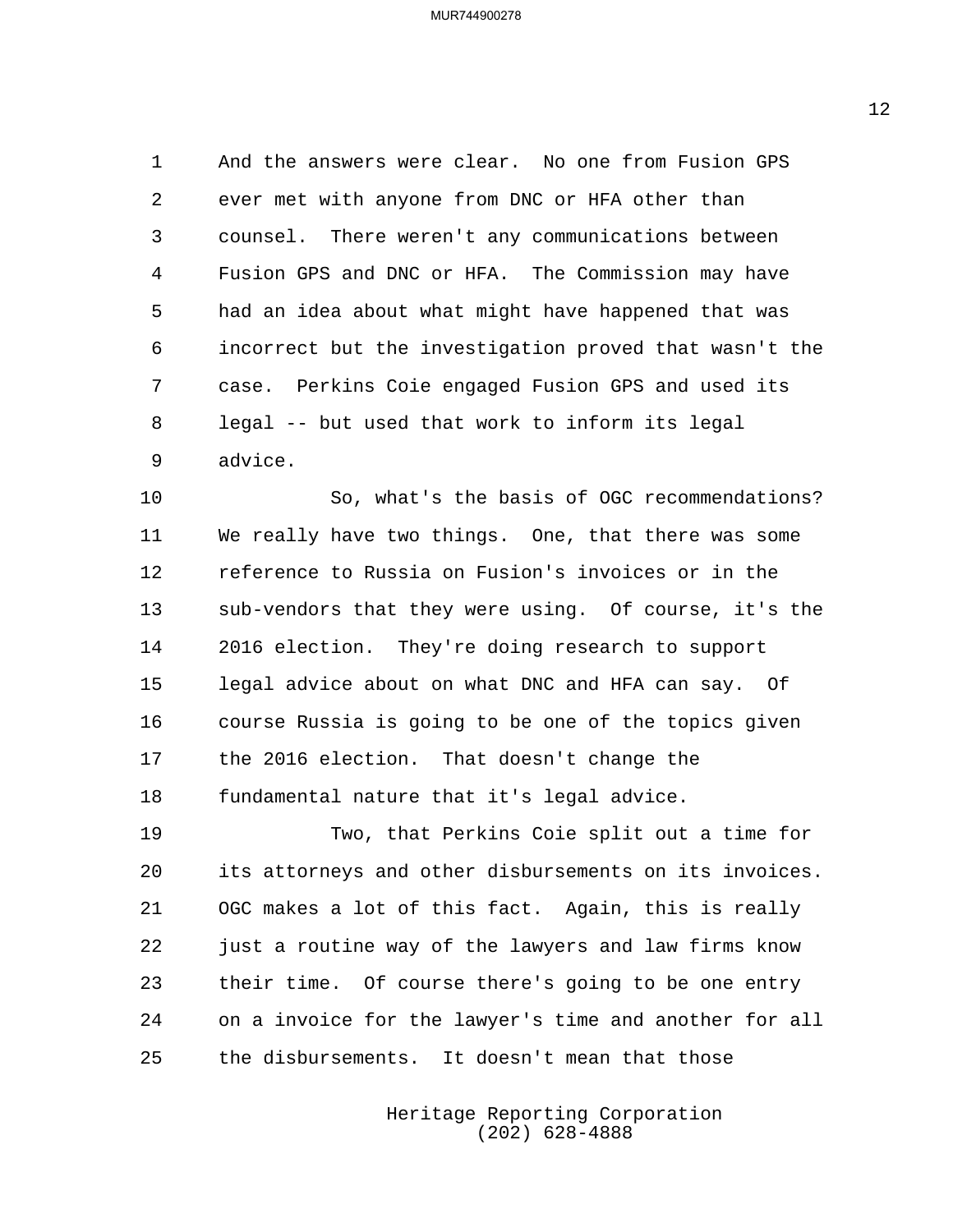And the answers were clear. No one from Fusion GPS ever met with anyone from DNC or HFA other than counsel. There weren't any communications between Fusion GPS and DNC or HFA. The Commission may have had an idea about what might have happened that was incorrect but the investigation proved that wasn't the case. Perkins Coie engaged Fusion GPS and used its legal -- but used that work to inform its legal advice.

So, what's the basis of OGC recommendations? We really have two things. One, that there was some reference to Russia on Fusion's invoices or in the sub-vendors that they were using. Of course, it's the 2016 election. They're doing research to support legal advice about on what DNC and HFA can say. Of course Russia is going to be one of the topics given the 2016 election. That doesn't change the fundamental nature that it's legal advice.

Two, that Perkins Coie split out a time for its attorneys and other disbursements on its invoices. OGC makes a lot of this fact. Again, this is really just a routine way of the lawyers and law firms know their time. Of course there's going to be one entry on a invoice for the lawyer's time and another for all the disbursements. It doesn't mean that those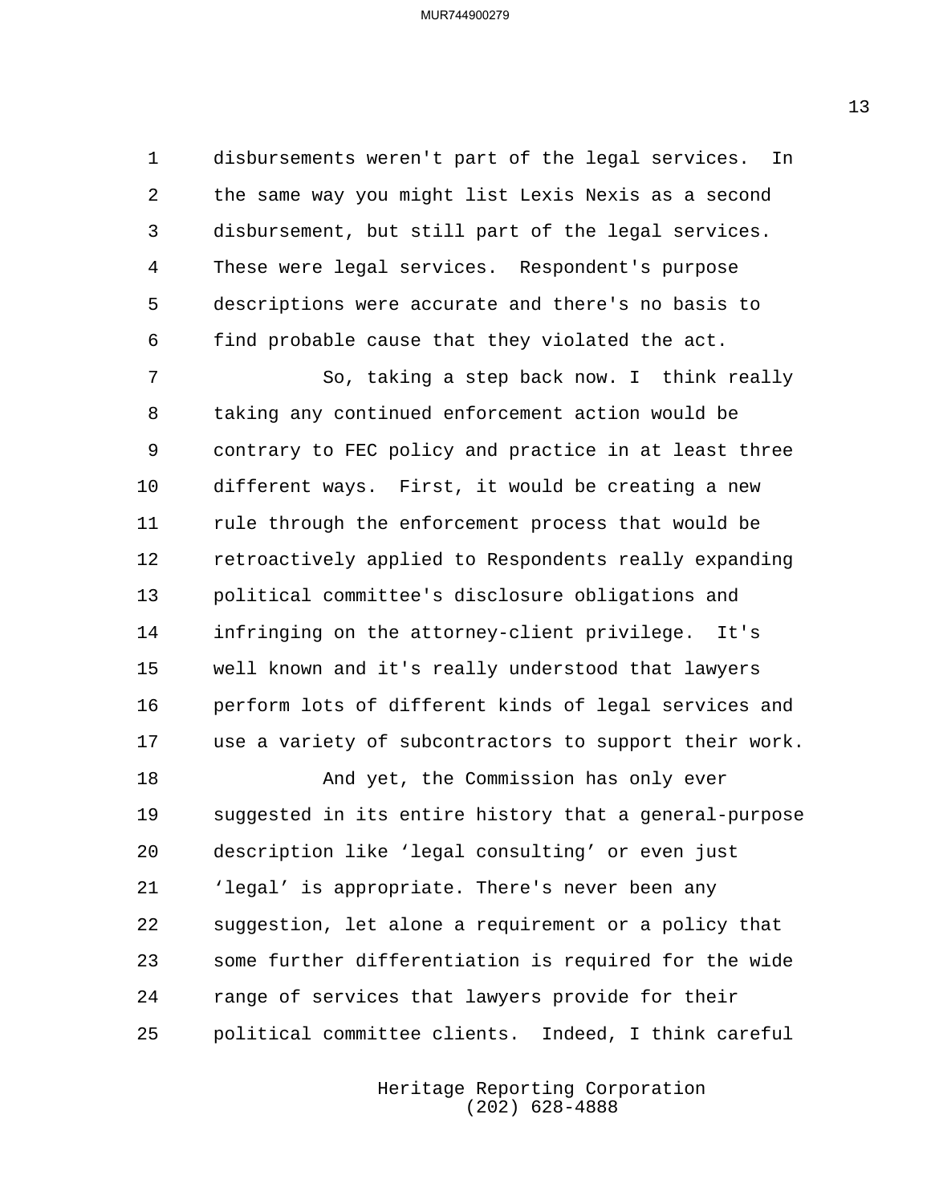disbursements weren't part of the legal services. In the same way you might list Lexis Nexis as a second disbursement, but still part of the legal services. These were legal services. Respondent's purpose descriptions were accurate and there's no basis to find probable cause that they violated the act.

So, taking a step back now. I think really taking any continued enforcement action would be contrary to FEC policy and practice in at least three different ways. First, it would be creating a new rule through the enforcement process that would be retroactively applied to Respondents really expanding political committee's disclosure obligations and infringing on the attorney-client privilege. It's well known and it's really understood that lawyers perform lots of different kinds of legal services and use a variety of subcontractors to support their work.

And yet, the Commission has only ever suggested in its entire history that a general-purpose description like ‘legal consulting’ or even just ‘legal’ is appropriate. There's never been any suggestion, let alone a requirement or a policy that some further differentiation is required for the wide range of services that lawyers provide for their political committee clients. Indeed, I think careful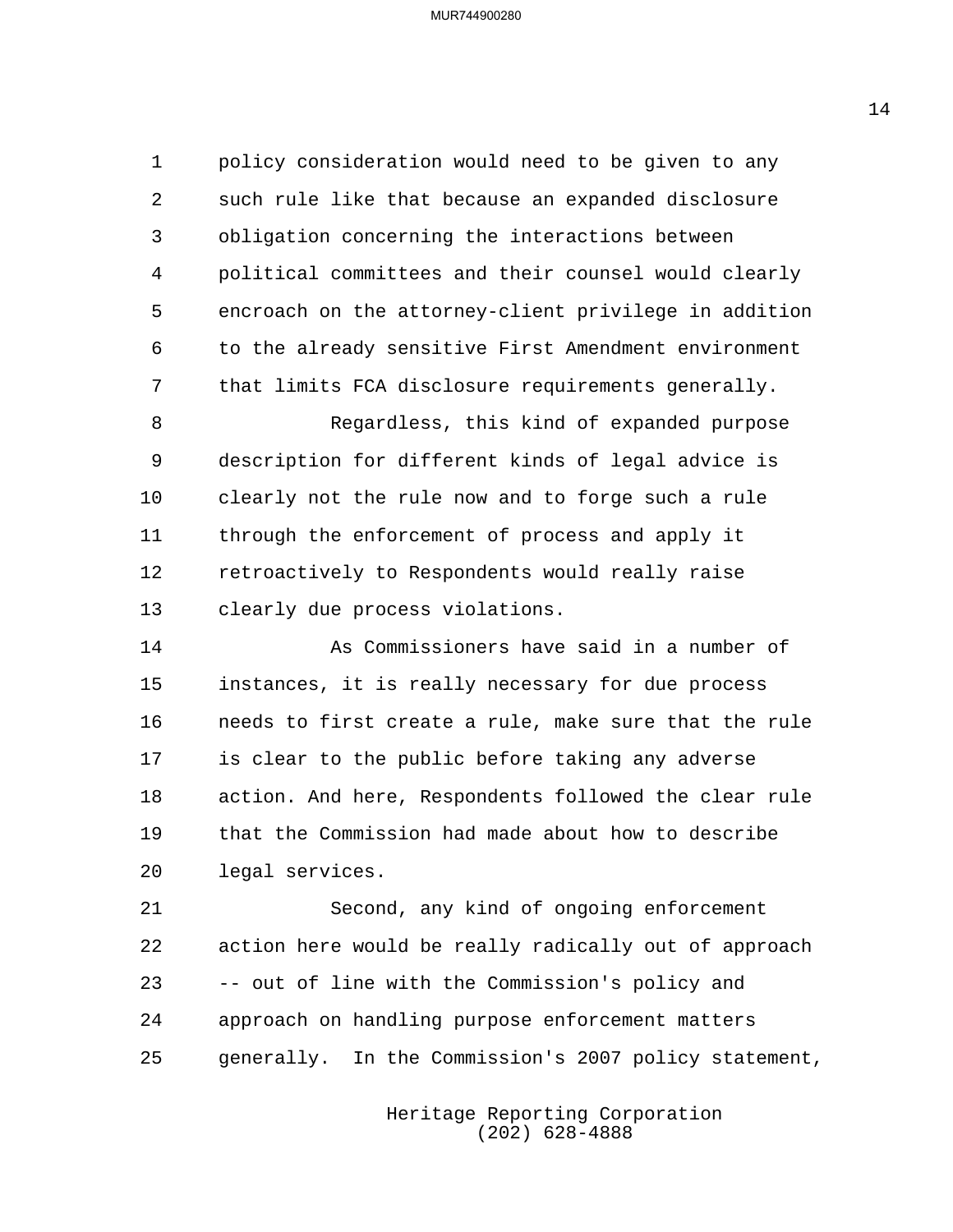policy consideration would need to be given to any such rule like that because an expanded disclosure obligation concerning the interactions between political committees and their counsel would clearly encroach on the attorney-client privilege in addition to the already sensitive First Amendment environment that limits FCA disclosure requirements generally.

Regardless, this kind of expanded purpose description for different kinds of legal advice is clearly not the rule now and to forge such a rule through the enforcement of process and apply it retroactively to Respondents would really raise clearly due process violations.

As Commissioners have said in a number of instances, it is really necessary for due process needs to first create a rule, make sure that the rule is clear to the public before taking any adverse action. And here, Respondents followed the clear rule that the Commission had made about how to describe legal services.

Second, any kind of ongoing enforcement action here would be really radically out of approach -- out of line with the Commission's policy and approach on handling purpose enforcement matters generally. In the Commission's 2007 policy statement,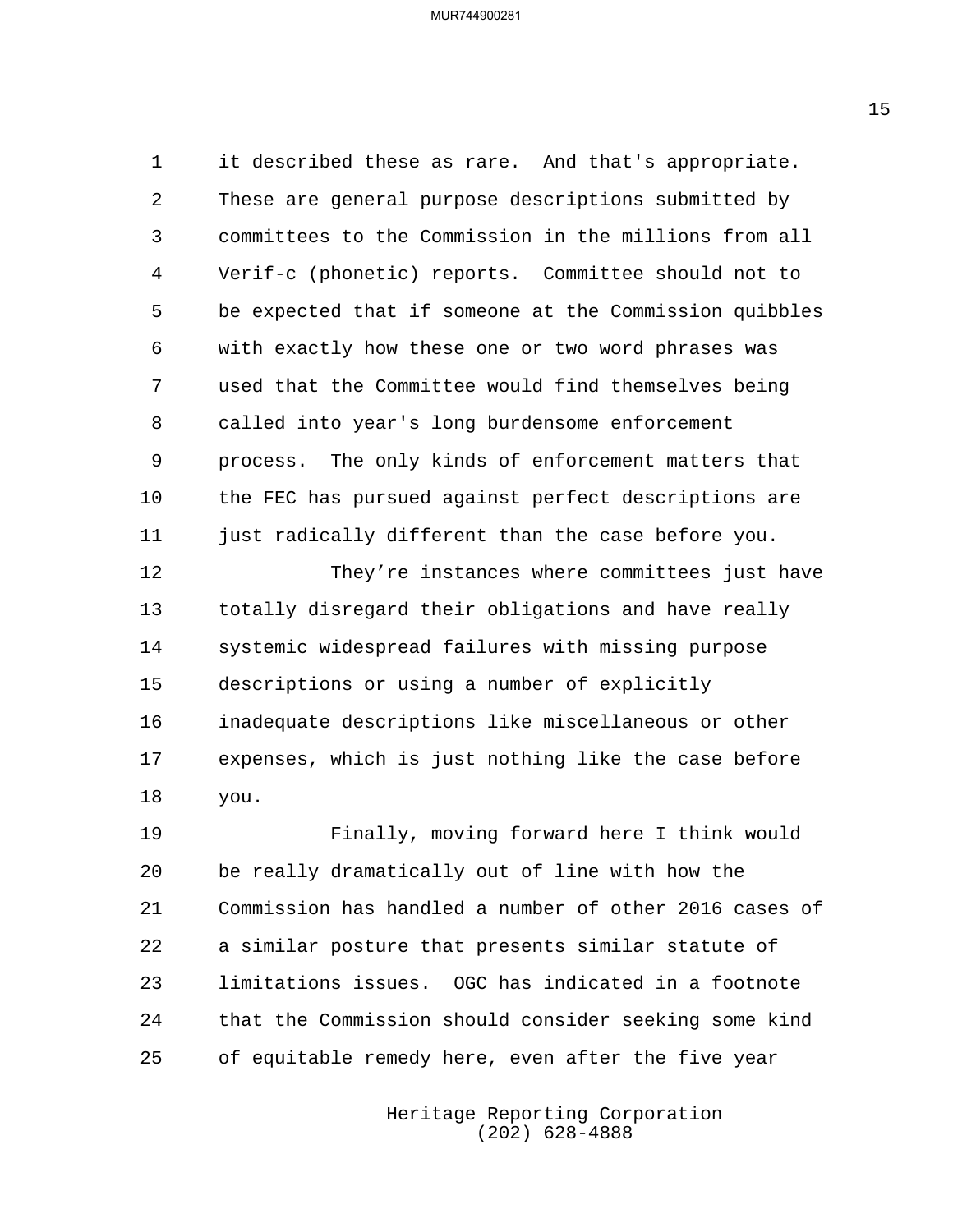it described these as rare. And that's appropriate. These are general purpose descriptions submitted by committees to the Commission in the millions from all Verif-c (phonetic) reports. Committee should not to be expected that if someone at the Commission quibbles with exactly how these one or two word phrases was used that the Committee would find themselves being called into year's long burdensome enforcement process. The only kinds of enforcement matters that the FEC has pursued against perfect descriptions are just radically different than the case before you.

They're instances where committees just have totally disregard their obligations and have really systemic widespread failures with missing purpose descriptions or using a number of explicitly inadequate descriptions like miscellaneous or other expenses, which is just nothing like the case before you.

Finally, moving forward here I think would be really dramatically out of line with how the Commission has handled a number of other 2016 cases of a similar posture that presents similar statute of limitations issues. OGC has indicated in a footnote that the Commission should consider seeking some kind of equitable remedy here, even after the five year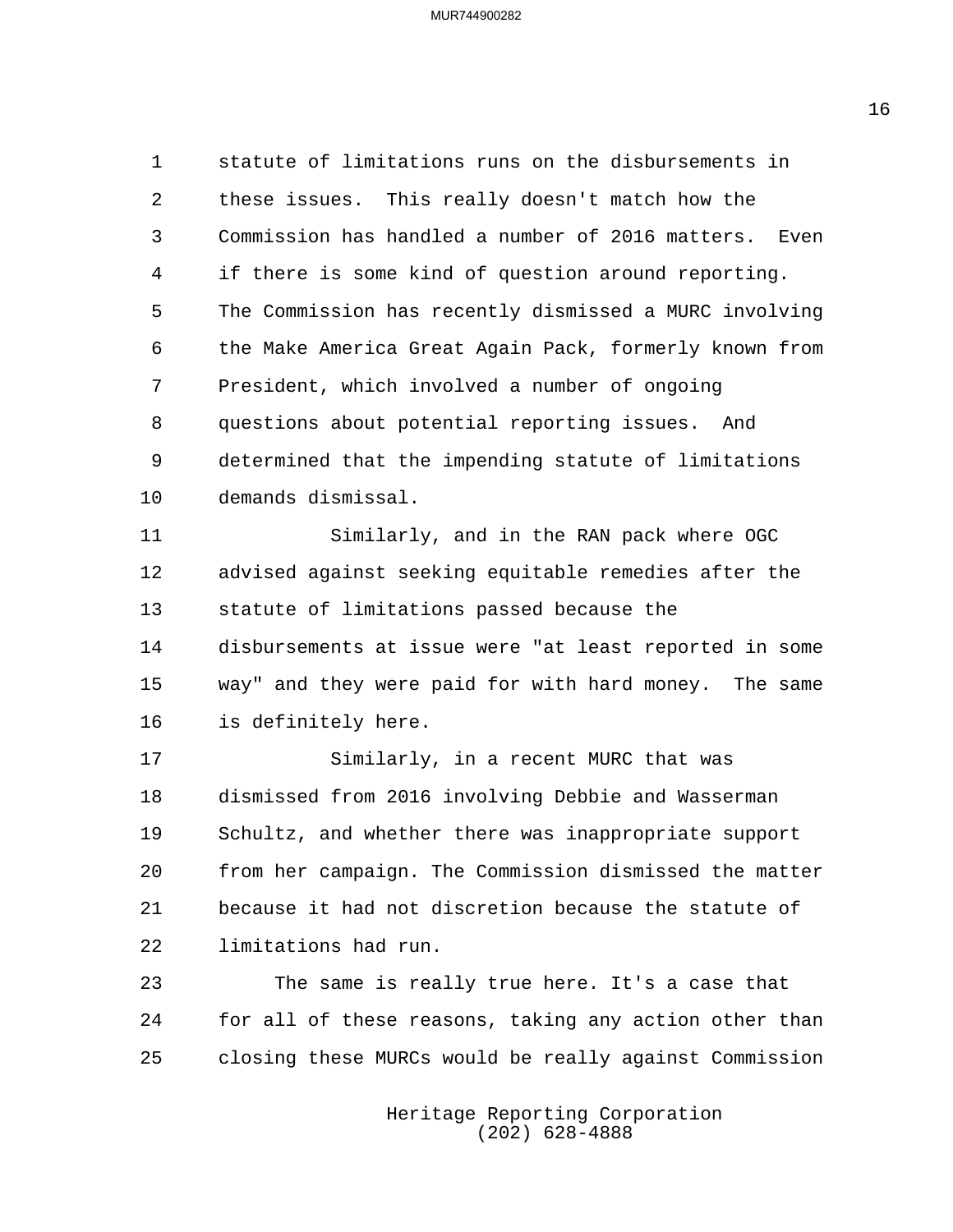statute of limitations runs on the disbursements in these issues. This really doesn't match how the Commission has handled a number of 2016 matters. Even if there is some kind of question around reporting. The Commission has recently dismissed a MURC involving the Make America Great Again Pack, formerly known from President, which involved a number of ongoing questions about potential reporting issues. And determined that the impending statute of limitations demands dismissal.

Similarly, and in the RAN pack where OGC advised against seeking equitable remedies after the statute of limitations passed because the disbursements at issue were "at least reported in some way" and they were paid for with hard money. The same is definitely here.

Similarly, in a recent MURC that was dismissed from 2016 involving Debbie and Wasserman Schultz, and whether there was inappropriate support from her campaign. The Commission dismissed the matter because it had not discretion because the statute of limitations had run.

The same is really true here. It's a case that for all of these reasons, taking any action other than closing these MURCs would be really against Commission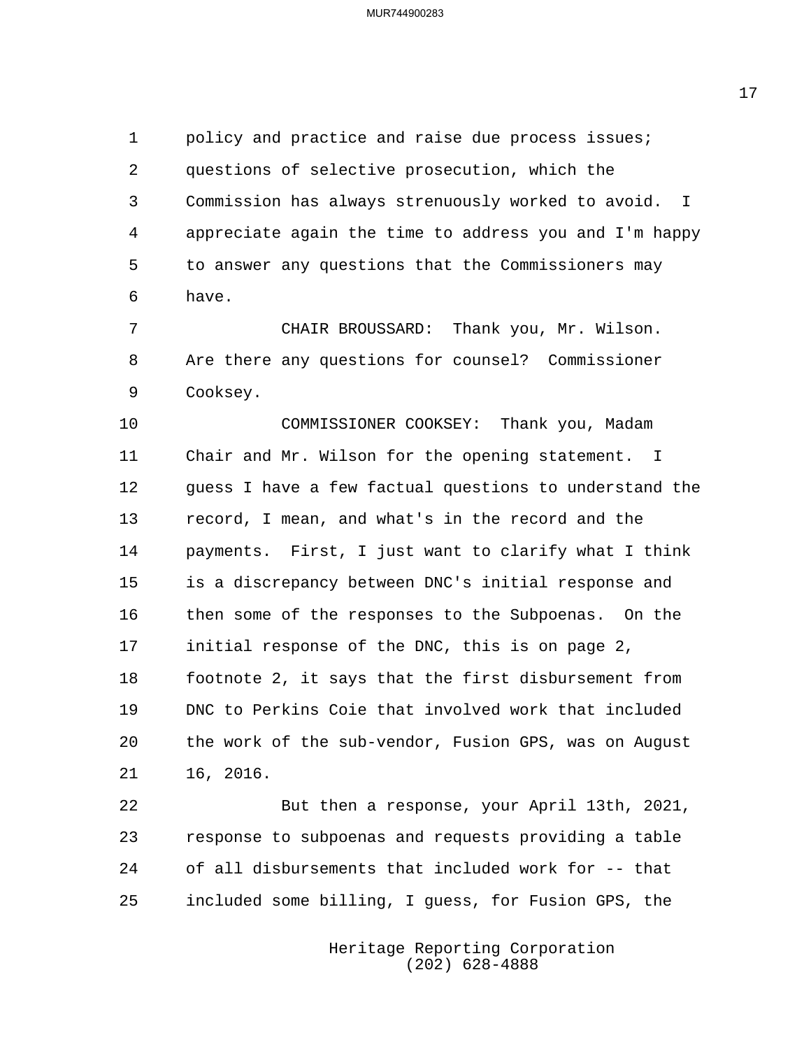policy and practice and raise due process issues; questions of selective prosecution, which the Commission has always strenuously worked to avoid. I appreciate again the time to address you and I'm happy to answer any questions that the Commissioners may have.

CHAIR BROUSSARD: Thank you, Mr. Wilson. Are there any questions for counsel? Commissioner Cooksey.

COMMISSIONER COOKSEY: Thank you, Madam Chair and Mr. Wilson for the opening statement. I guess I have a few factual questions to understand the record, I mean, and what's in the record and the payments. First, I just want to clarify what I think is a discrepancy between DNC's initial response and then some of the responses to the Subpoenas. On the initial response of the DNC, this is on page 2, footnote 2, it says that the first disbursement from DNC to Perkins Coie that involved work that included the work of the sub-vendor, Fusion GPS, was on August 16, 2016.

But then a response, your April 13th, 2021, response to subpoenas and requests providing a table of all disbursements that included work for -- that included some billing, I guess, for Fusion GPS, the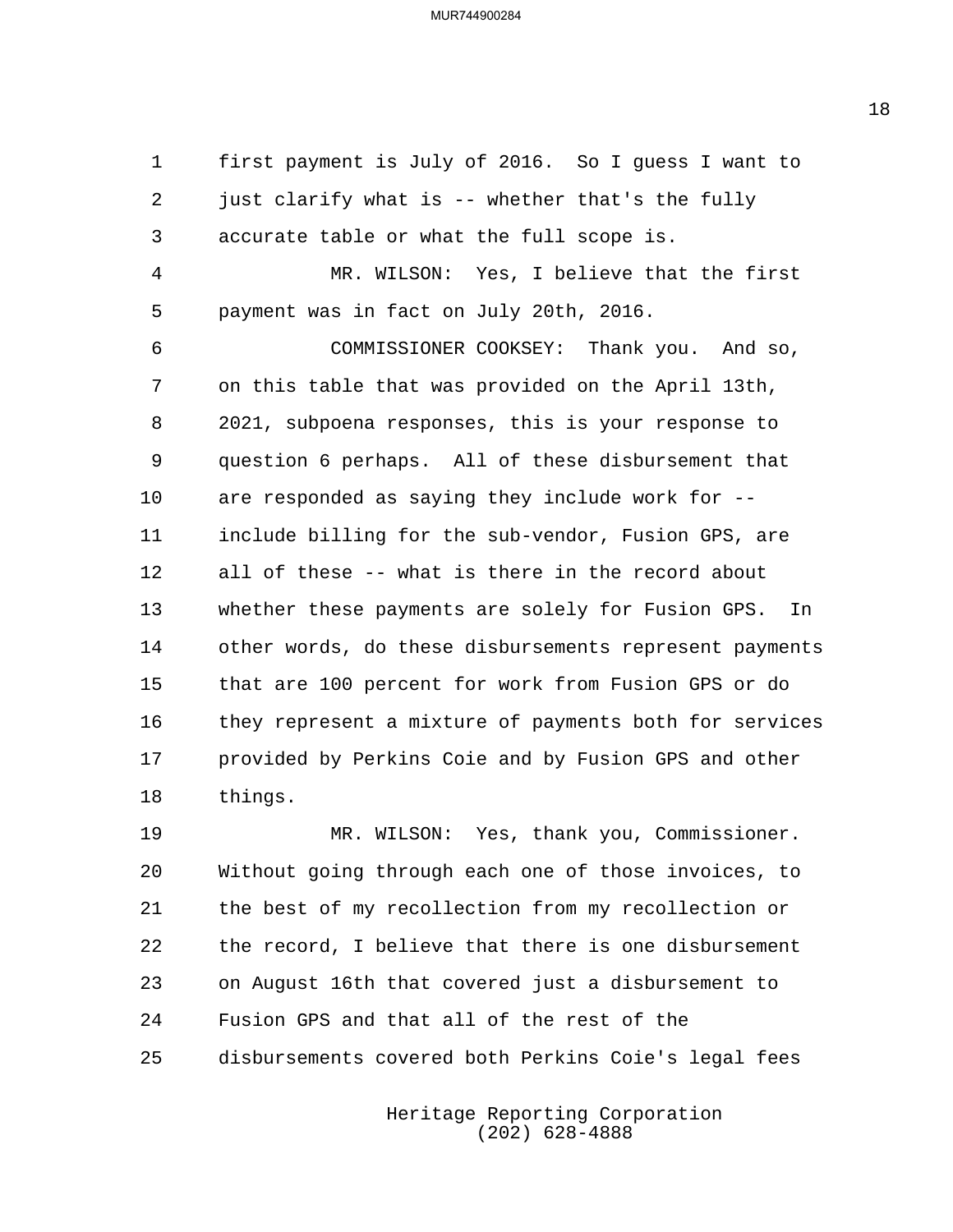first payment is July of 2016. So I guess I want to just clarify what is -- whether that's the fully accurate table or what the full scope is.

MR. WILSON: Yes, I believe that the first payment was in fact on July 20th, 2016.

COMMISSIONER COOKSEY: Thank you. And so, on this table that was provided on the April 13th, 2021, subpoena responses, this is your response to question 6 perhaps. All of these disbursement that are responded as saying they include work for -- include billing for the sub-vendor, Fusion GPS, are all of these -- what is there in the record about whether these payments are solely for Fusion GPS. In other words, do these disbursements represent payments that are 100 percent for work from Fusion GPS or do they represent a mixture of payments both for services provided by Perkins Coie and by Fusion GPS and other things.

MR. WILSON: Yes, thank you, Commissioner. Without going through each one of those invoices, to the best of my recollection from my recollection or the record, I believe that there is one disbursement on August 16th that covered just a disbursement to Fusion GPS and that all of the rest of the disbursements covered both Perkins Coie's legal fees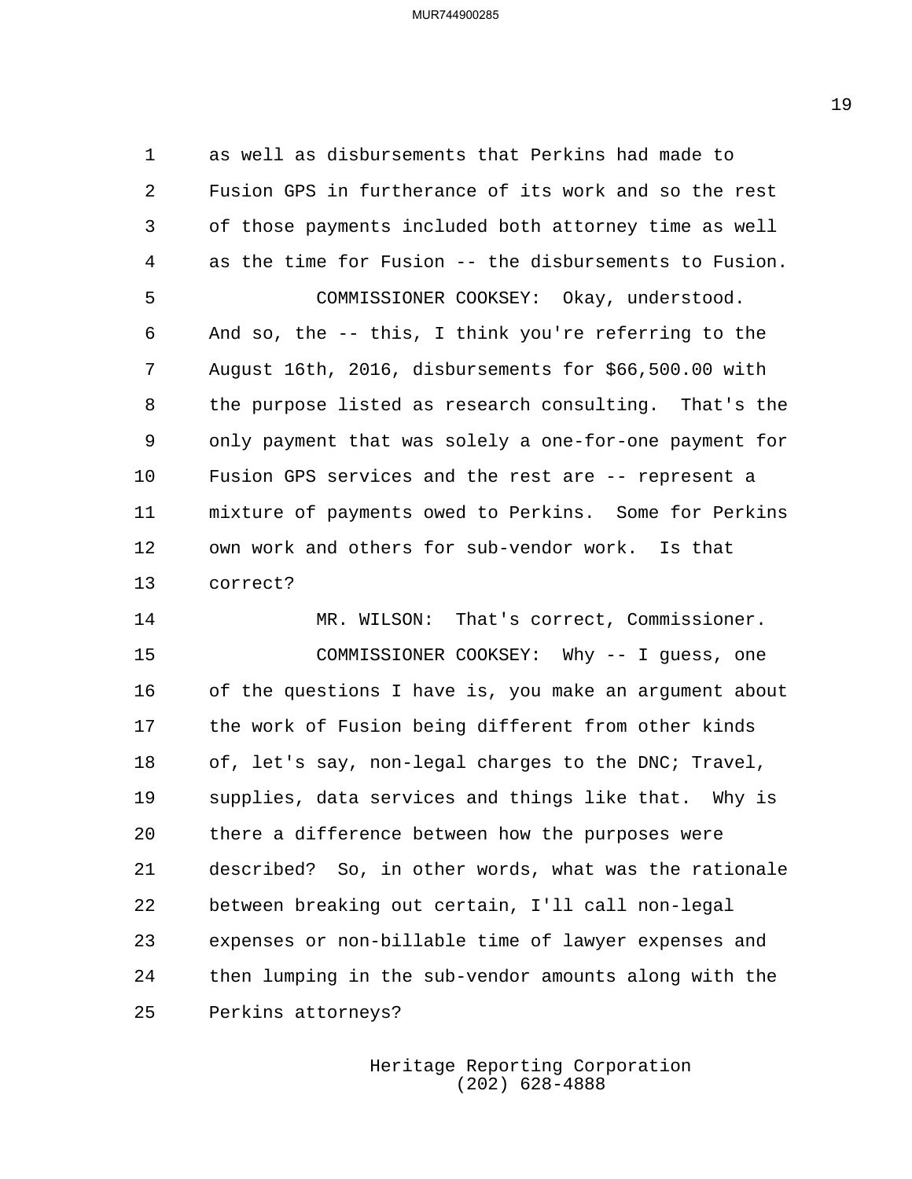as well as disbursements that Perkins had made to Fusion GPS in furtherance of its work and so the rest of those payments included both attorney time as well as the time for Fusion -- the disbursements to Fusion.

COMMISSIONER COOKSEY: Okay, understood. And so, the -- this, I think you're referring to the August 16th, 2016, disbursements for $66,500.00 with the purpose listed as research consulting. That's the only payment that was solely a one-for-one payment for Fusion GPS services and the rest are -- represent a mixture of payments owed to Perkins. Some for Perkins own work and others for sub-vendor work. Is that correct?

MR. WILSON: That's correct, Commissioner.

COMMISSIONER COOKSEY: Why -- I guess, one of the questions I have is, you make an argument about the work of Fusion being different from other kinds of, let's say, non-legal charges to the DNC; Travel, supplies, data services and things like that. Why is there a difference between how the purposes were described? So, in other words, what was the rationale between breaking out certain, I'll call non-legal expenses or non-billable time of lawyer expenses and then lumping in the sub-vendor amounts along with the Perkins attorneys?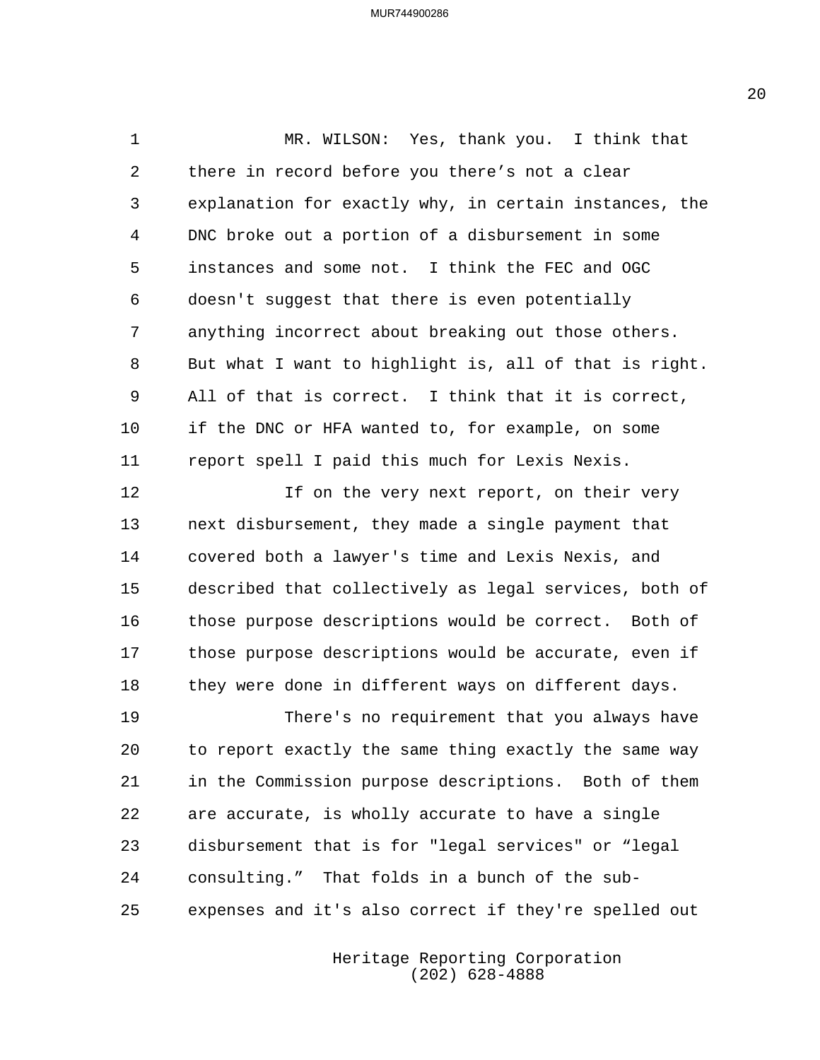MR. WILSON: Yes, thank you. I think that there in record before you there's not a clear explanation for exactly why, in certain instances, the DNC broke out a portion of a disbursement in some instances and some not. I think the FEC and OGC doesn't suggest that there is even potentially anything incorrect about breaking out those others. But what I want to highlight is, all of that is right. All of that is correct. I think that it is correct, if the DNC or HFA wanted to, for example, on some report spell I paid this much for Lexis Nexis.

If on the very next report, on their very next disbursement, they made a single payment that covered both a lawyer's time and Lexis Nexis, and described that collectively as legal services, both of those purpose descriptions would be correct. Both of those purpose descriptions would be accurate, even if they were done in different ways on different days.

There's no requirement that you always have to report exactly the same thing exactly the same way in the Commission purpose descriptions. Both of them are accurate, is wholly accurate to have a single disbursement that is for "legal services" or "legal consulting." That folds in a bunch of the sub-expenses and it's also correct if they're spelled out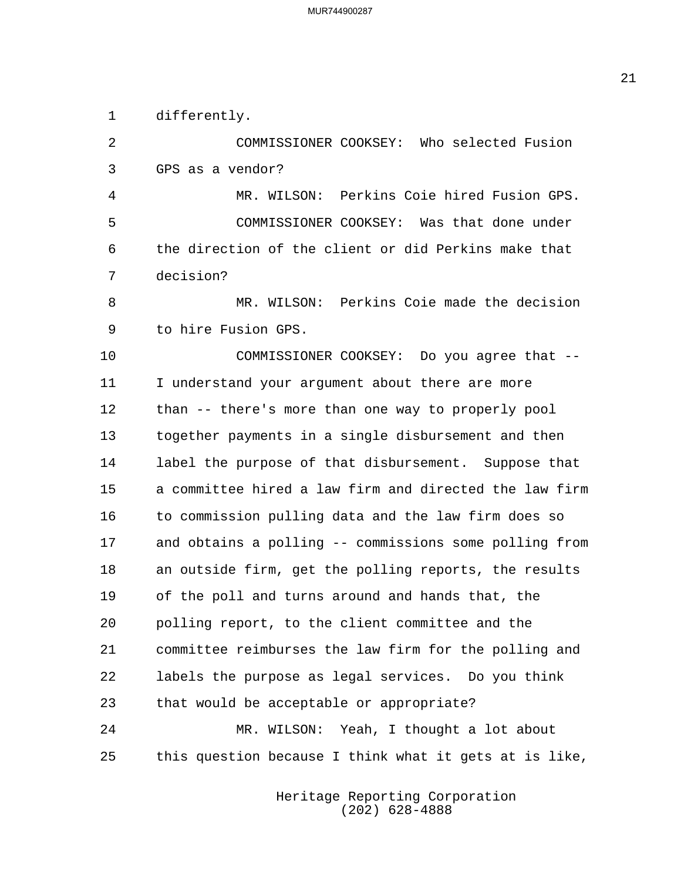differently.

COMMISSIONER COOKSEY: Who selected Fusion GPS as a vendor?

MR. WILSON: Perkins Coie hired Fusion GPS.

COMMISSIONER COOKSEY: Was that done under the direction of the client or did Perkins make that decision?

MR. WILSON: Perkins Coie made the decision to hire Fusion GPS.

COMMISSIONER COOKSEY: Do you agree that -- I understand your argument about there are more than -- there's more than one way to properly pool together payments in a single disbursement and then label the purpose of that disbursement. Suppose that a committee hired a law firm and directed the law firm to commission pulling data and the law firm does so and obtains a polling -- commissions some polling from an outside firm, get the polling reports, the results of the poll and turns around and hands that, the polling report, to the client committee and the committee reimburses the law firm for the polling and labels the purpose as legal services. Do you think that would be acceptable or appropriate?

MR. WILSON: Yeah, I thought a lot about this question because I think what it gets at is like,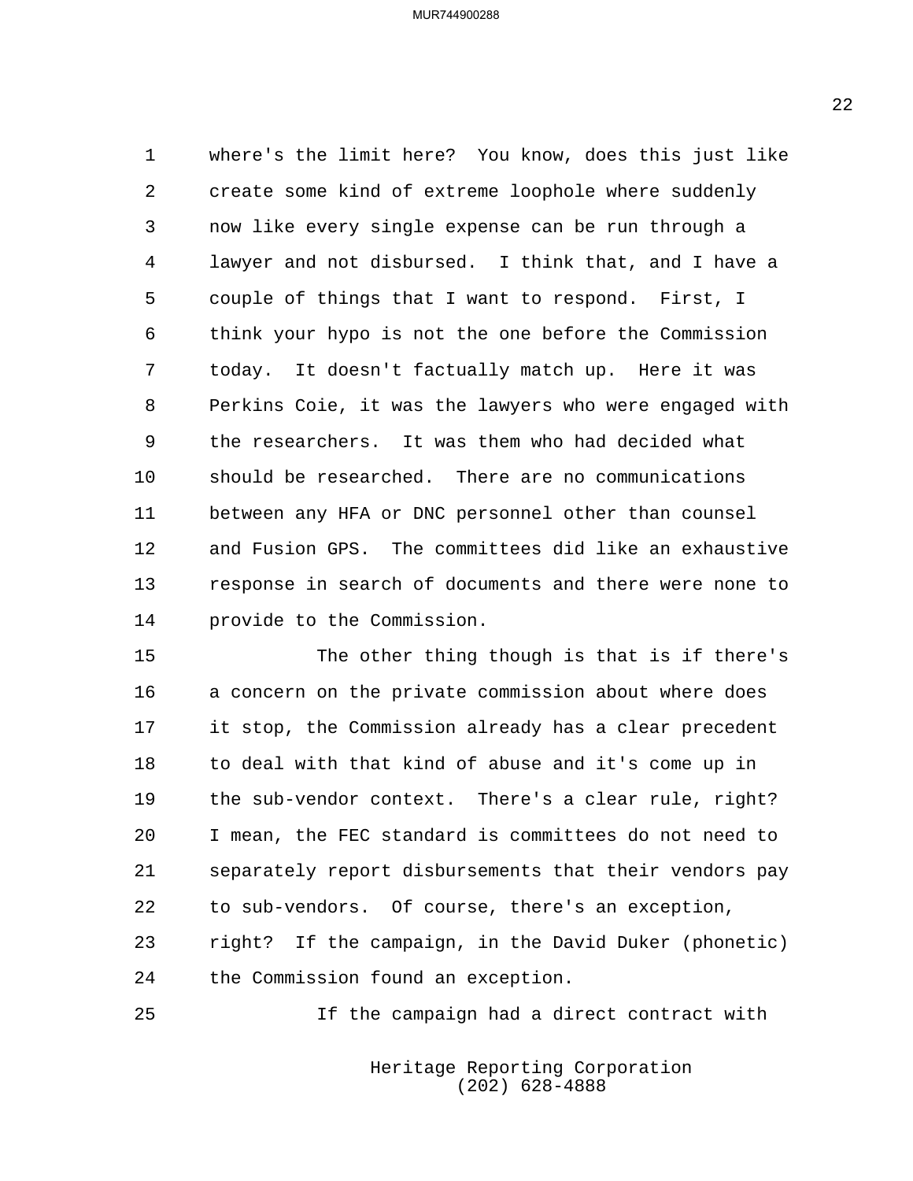where's the limit here? You know, does this just like create some kind of extreme loophole where suddenly now like every single expense can be run through a lawyer and not disbursed. I think that, and I have a couple of things that I want to respond. First, I think your hypo is not the one before the Commission today. It doesn't factually match up. Here it was Perkins Coie, it was the lawyers who were engaged with the researchers. It was them who had decided what should be researched. There are no communications between any HFA or DNC personnel other than counsel and Fusion GPS. The committees did like an exhaustive response in search of documents and there were none to provide to the Commission.

The other thing though is that is if there's a concern on the private commission about where does it stop, the Commission already has a clear precedent to deal with that kind of abuse and it's come up in the sub-vendor context. There's a clear rule, right? I mean, the FEC standard is committees do not need to separately report disbursements that their vendors pay to sub-vendors. Of course, there's an exception, right? If the campaign, in the David Duker (phonetic) the Commission found an exception.

If the campaign had a direct contract with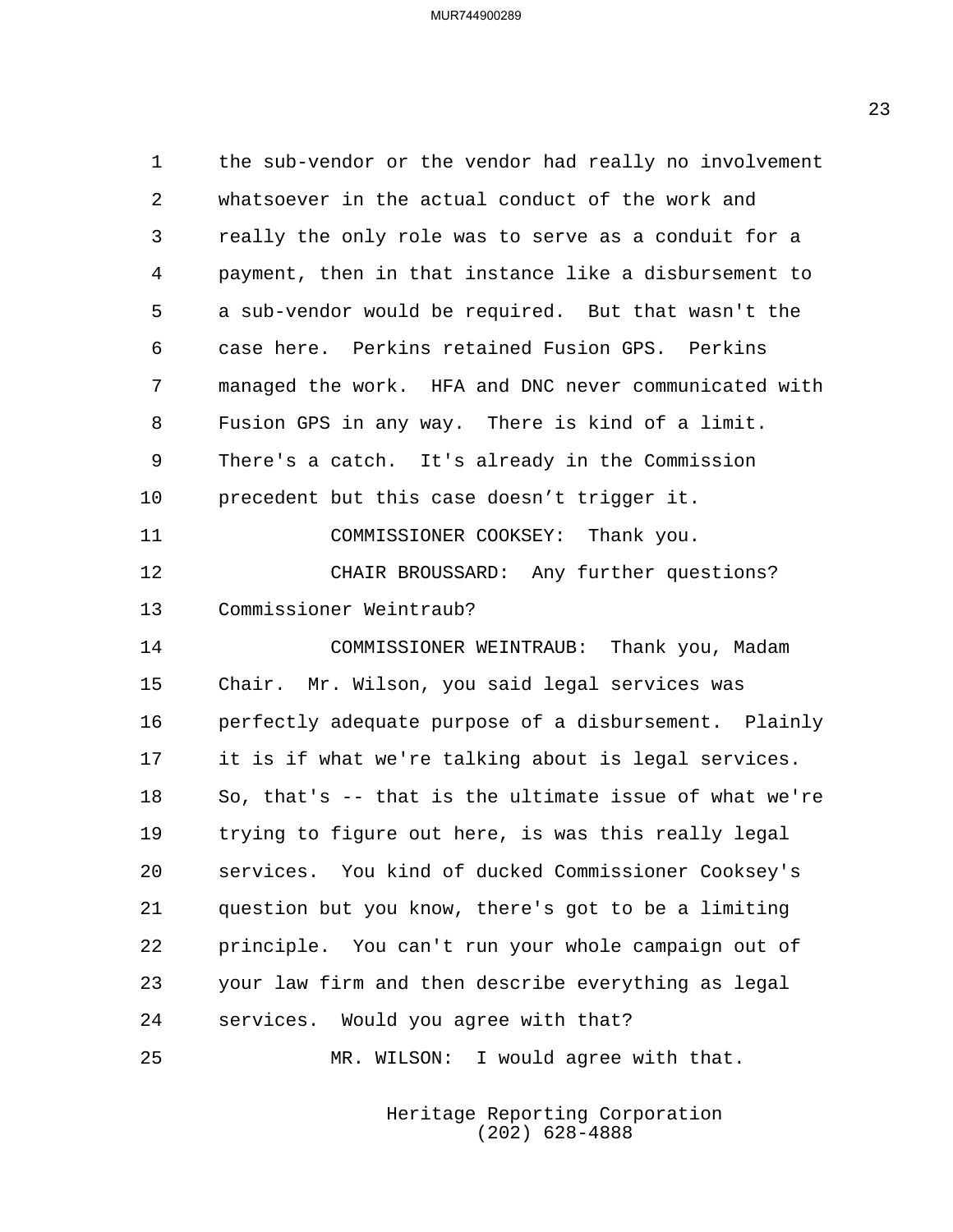the sub-vendor or the vendor had really no involvement whatsoever in the actual conduct of the work and really the only role was to serve as a conduit for a payment, then in that instance like a disbursement to a sub-vendor would be required. But that wasn't the case here. Perkins retained Fusion GPS. Perkins managed the work. HFA and DNC never communicated with Fusion GPS in any way. There is kind of a limit. There's a catch. It's already in the Commission precedent but this case doesn’t trigger it.

COMMISSIONER COOKSEY: Thank you.

CHAIR BROUSSARD: Any further questions? Commissioner Weintraub?

COMMISSIONER WEINTRAUB: Thank you, Madam Chair. Mr. Wilson, you said legal services was perfectly adequate purpose of a disbursement. Plainly it is if what we're talking about is legal services. So, that's -- that is the ultimate issue of what we're trying to figure out here, is was this really legal services. You kind of ducked Commissioner Cooksey's question but you know, there's got to be a limiting principle. You can't run your whole campaign out of your law firm and then describe everything as legal services. Would you agree with that?

MR. WILSON: I would agree with that.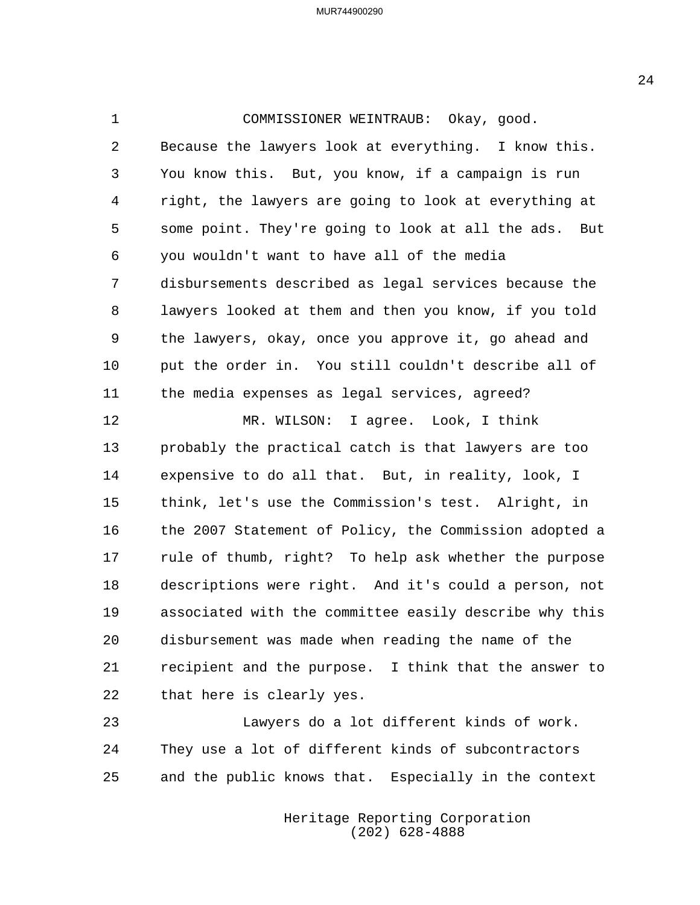COMMISSIONER WEINTRAUB: Okay, good. Because the lawyers look at everything. I know this. You know this. But, you know, if a campaign is run right, the lawyers are going to look at everything at some point. They're going to look at all the ads. But you wouldn't want to have all of the media disbursements described as legal services because the lawyers looked at them and then you know, if you told the lawyers, okay, once you approve it, go ahead and put the order in. You still couldn't describe all of the media expenses as legal services, agreed?

MR. WILSON: I agree. Look, I think probably the practical catch is that lawyers are too expensive to do all that. But, in reality, look, I think, let's use the Commission's test. Alright, in the 2007 Statement of Policy, the Commission adopted a rule of thumb, right? To help ask whether the purpose descriptions were right. And it's could a person, not associated with the committee easily describe why this disbursement was made when reading the name of the recipient and the purpose. I think that the answer to that here is clearly yes.

Lawyers do a lot different kinds of work. They use a lot of different kinds of subcontractors and the public knows that. Especially in the context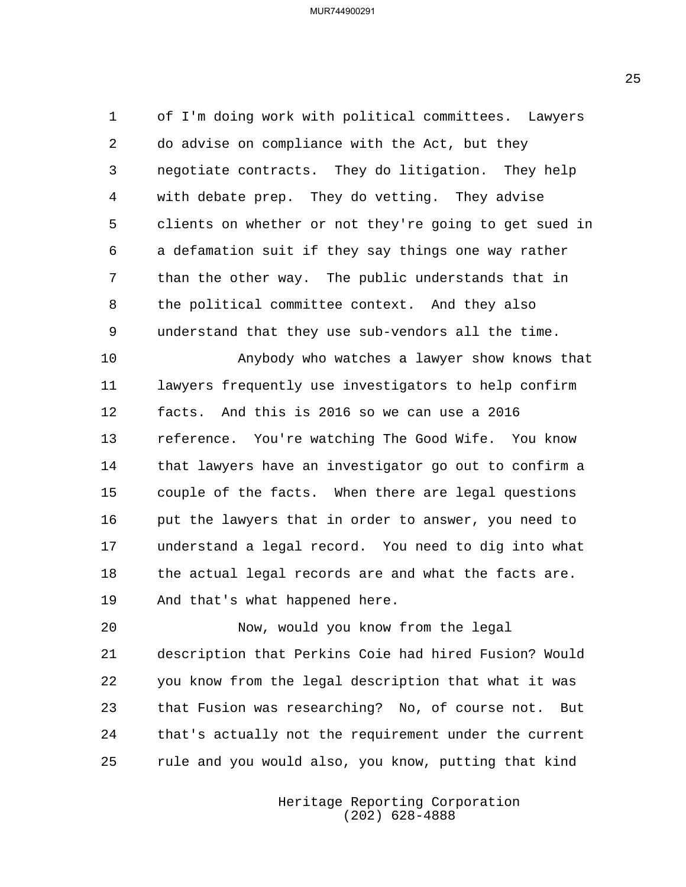of I'm doing work with political committees. Lawyers do advise on compliance with the Act, but they negotiate contracts. They do litigation. They help with debate prep. They do vetting. They advise clients on whether or not they're going to get sued in a defamation suit if they say things one way rather than the other way. The public understands that in the political committee context. And they also understand that they use sub-vendors all the time.

Anybody who watches a lawyer show knows that lawyers frequently use investigators to help confirm facts. And this is 2016 so we can use a 2016 reference. You're watching The Good Wife. You know that lawyers have an investigator go out to confirm a couple of the facts. When there are legal questions put the lawyers that in order to answer, you need to understand a legal record. You need to dig into what the actual legal records are and what the facts are. And that's what happened here.

Now, would you know from the legal description that Perkins Coie had hired Fusion? Would you know from the legal description that what it was that Fusion was researching? No, of course not. But that's actually not the requirement under the current rule and you would also, you know, putting that kind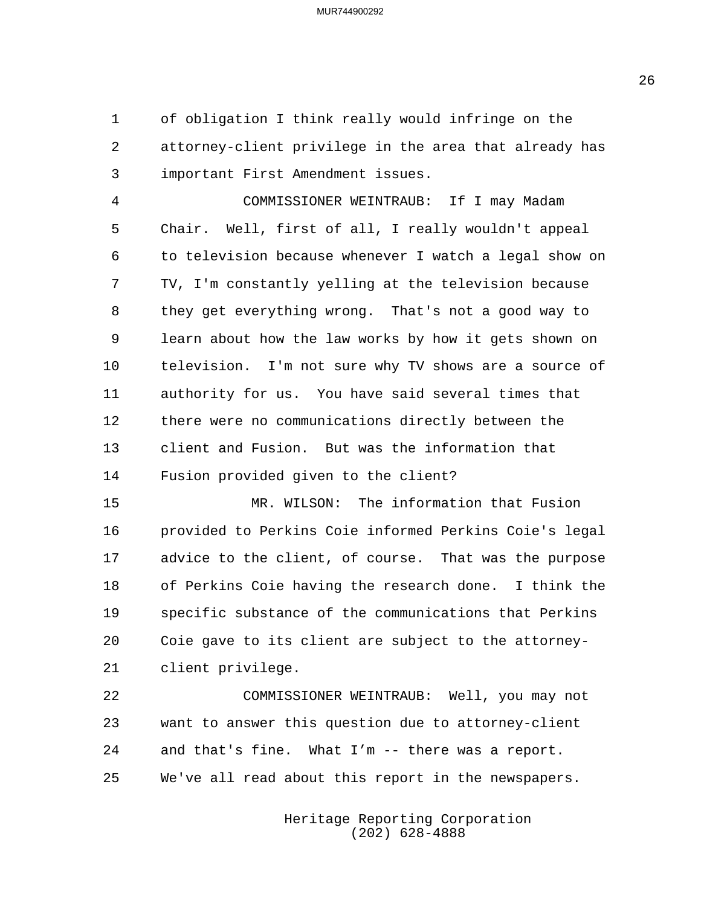of obligation I think really would infringe on the attorney-client privilege in the area that already has important First Amendment issues.

COMMISSIONER WEINTRAUB: If I may Madam Chair. Well, first of all, I really wouldn't appeal to television because whenever I watch a legal show on TV, I'm constantly yelling at the television because they get everything wrong. That's not a good way to learn about how the law works by how it gets shown on television. I'm not sure why TV shows are a source of authority for us. You have said several times that there were no communications directly between the client and Fusion. But was the information that Fusion provided given to the client?

MR. WILSON: The information that Fusion provided to Perkins Coie informed Perkins Coie's legal advice to the client, of course. That was the purpose of Perkins Coie having the research done. I think the specific substance of the communications that Perkins Coie gave to its client are subject to the attorney-client privilege.

COMMISSIONER WEINTRAUB: Well, you may not want to answer this question due to attorney-client and that's fine. What I'm -- there was a report. We've all read about this report in the newspapers.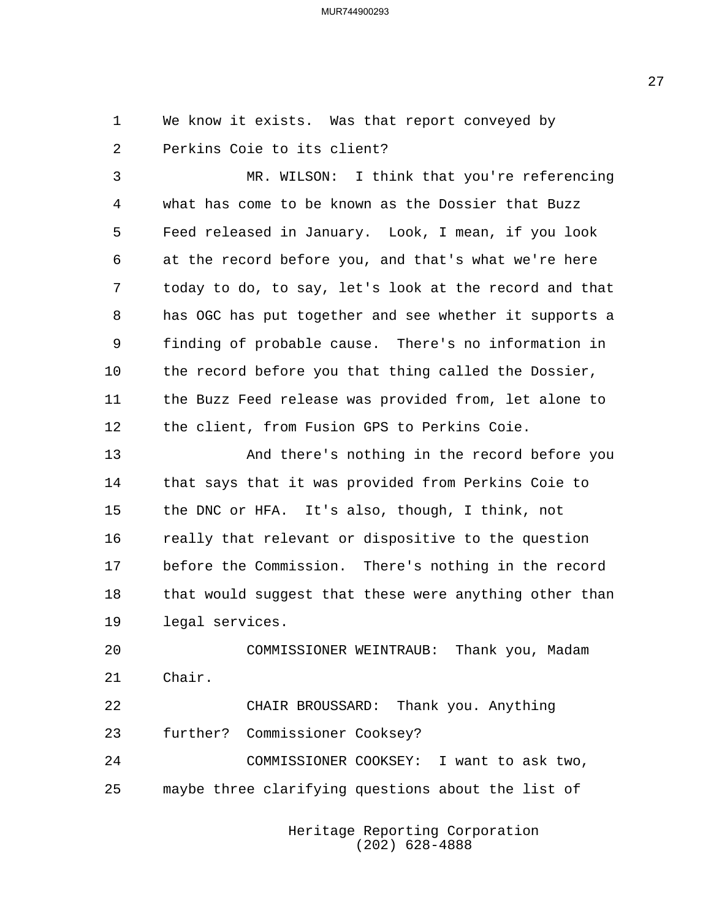We know it exists. Was that report conveyed by Perkins Coie to its client?

MR. WILSON: I think that you're referencing what has come to be known as the Dossier that Buzz Feed released in January. Look, I mean, if you look at the record before you, and that's what we're here today to do, to say, let's look at the record and that has OGC has put together and see whether it supports a finding of probable cause. There's no information in the record before you that thing called the Dossier, the Buzz Feed release was provided from, let alone to the client, from Fusion GPS to Perkins Coie.

And there's nothing in the record before you that says that it was provided from Perkins Coie to the DNC or HFA. It's also, though, I think, not really that relevant or dispositive to the question before the Commission. There's nothing in the record that would suggest that these were anything other than legal services.

COMMISSIONER WEINTRAUB: Thank you, Madam Chair.

CHAIR BROUSSARD: Thank you. Anything further? Commissioner Cooksey?

COMMISSIONER COOKSEY: I want to ask two, maybe three clarifying questions about the list of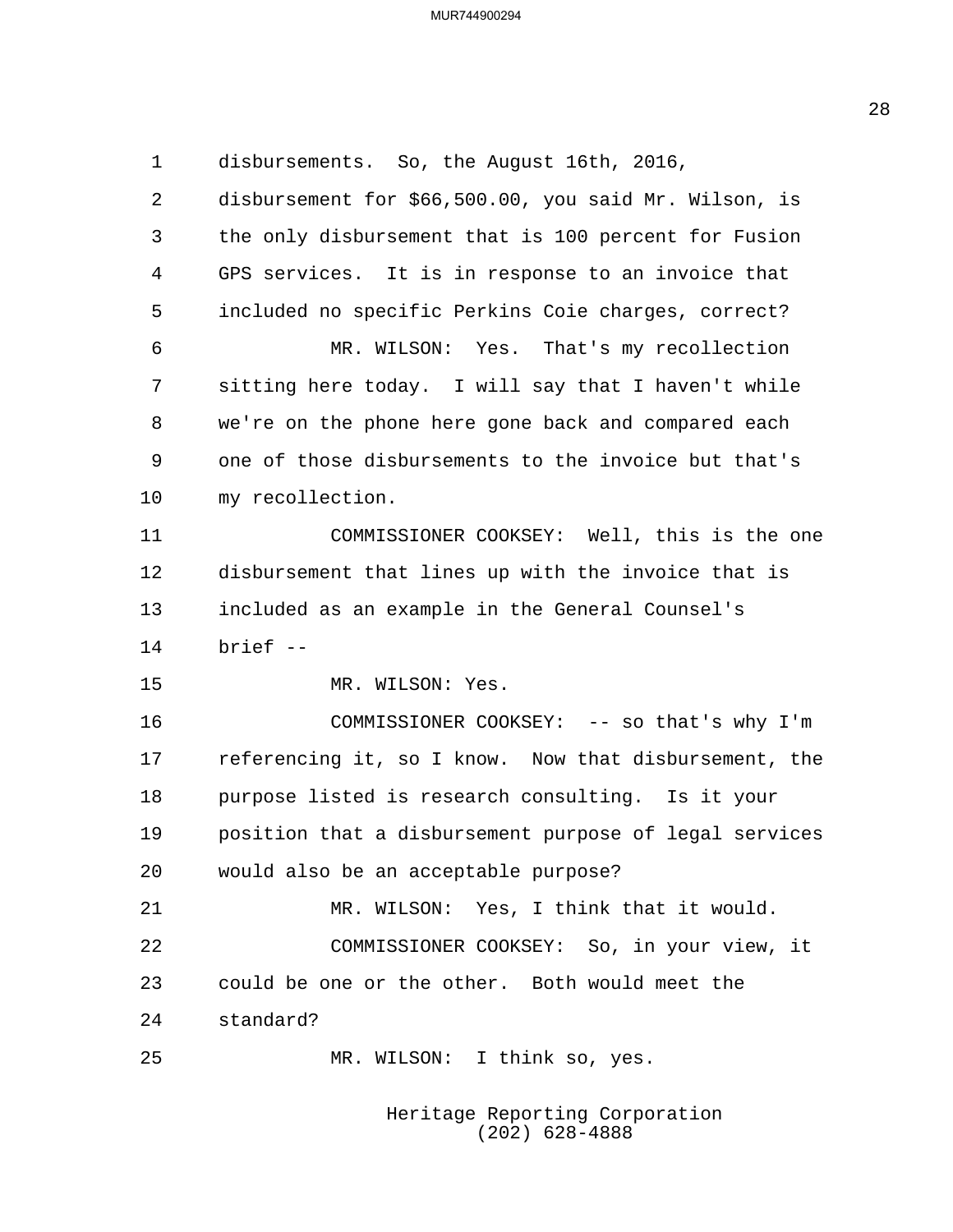disbursements. So, the August 16th, 2016, disbursement for $66,500.00, you said Mr. Wilson, is the only disbursement that is 100 percent for Fusion GPS services. It is in response to an invoice that included no specific Perkins Coie charges, correct?

MR. WILSON: Yes. That's my recollection sitting here today. I will say that I haven't while we're on the phone here gone back and compared each one of those disbursements to the invoice but that's my recollection.

COMMISSIONER COOKSEY: Well, this is the one disbursement that lines up with the invoice that is included as an example in the General Counsel's brief --

MR. WILSON: Yes.

COMMISSIONER COOKSEY: -- so that's why I'm referencing it, so I know. Now that disbursement, the purpose listed is research consulting. Is it your position that a disbursement purpose of legal services would also be an acceptable purpose?

MR. WILSON: Yes, I think that it would.

COMMISSIONER COOKSEY: So, in your view, it could be one or the other. Both would meet the standard?

MR. WILSON: I think so, yes.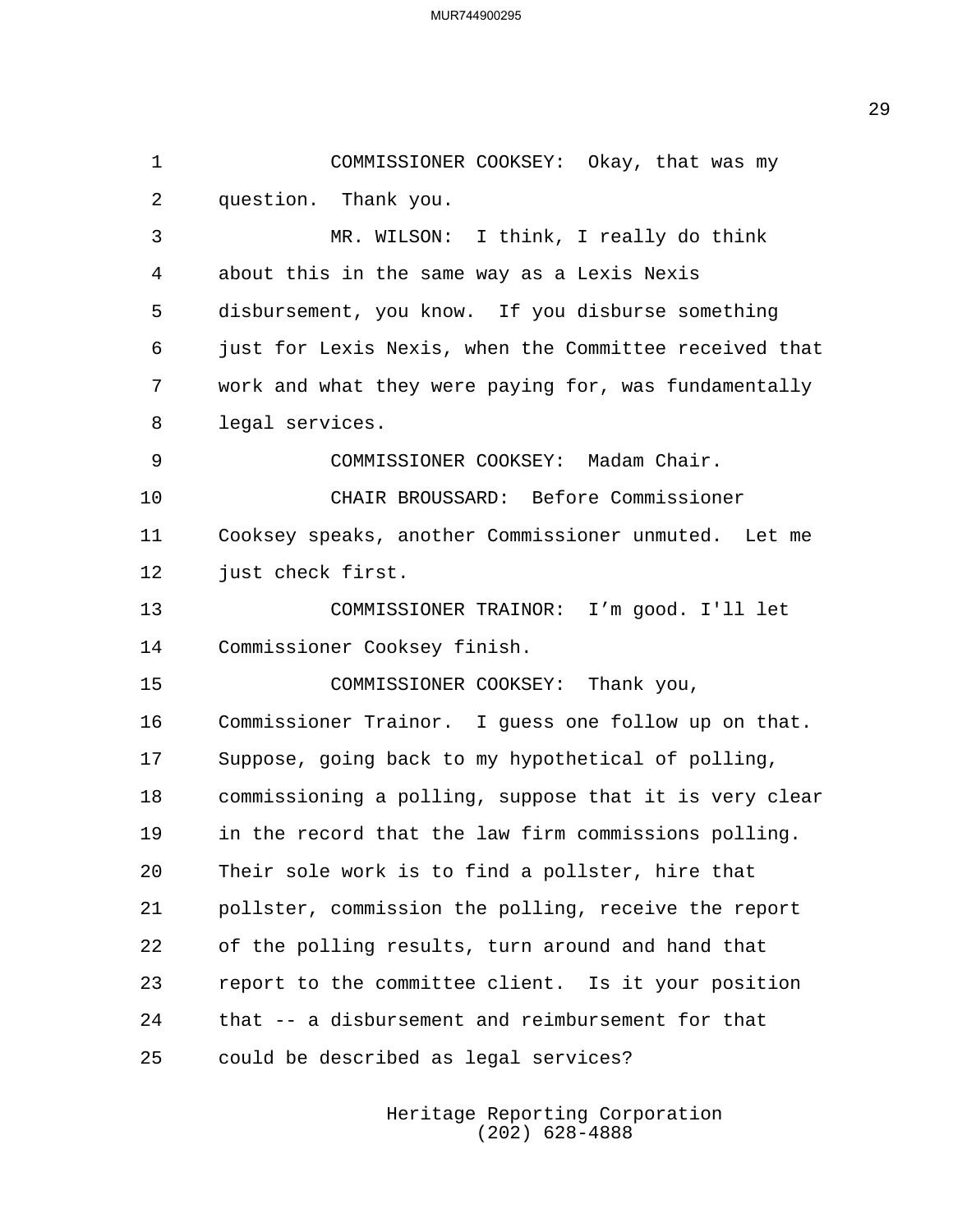COMMISSIONER COOKSEY: Okay, that was my question. Thank you.

MR. WILSON: I think, I really do think about this in the same way as a Lexis Nexis disbursement, you know. If you disburse something just for Lexis Nexis, when the Committee received that work and what they were paying for, was fundamentally legal services.

COMMISSIONER COOKSEY: Madam Chair.

CHAIR BROUSSARD: Before Commissioner Cooksey speaks, another Commissioner unmuted. Let me just check first.

COMMISSIONER TRAINOR: I'm good. I'll let Commissioner Cooksey finish.

COMMISSIONER COOKSEY: Thank you, Commissioner Trainor. I guess one follow up on that. Suppose, going back to my hypothetical of polling, commissioning a polling, suppose that it is very clear in the record that the law firm commissions polling. Their sole work is to find a pollster, hire that pollster, commission the polling, receive the report of the polling results, turn around and hand that report to the committee client. Is it your position that -- a disbursement and reimbursement for that could be described as legal services?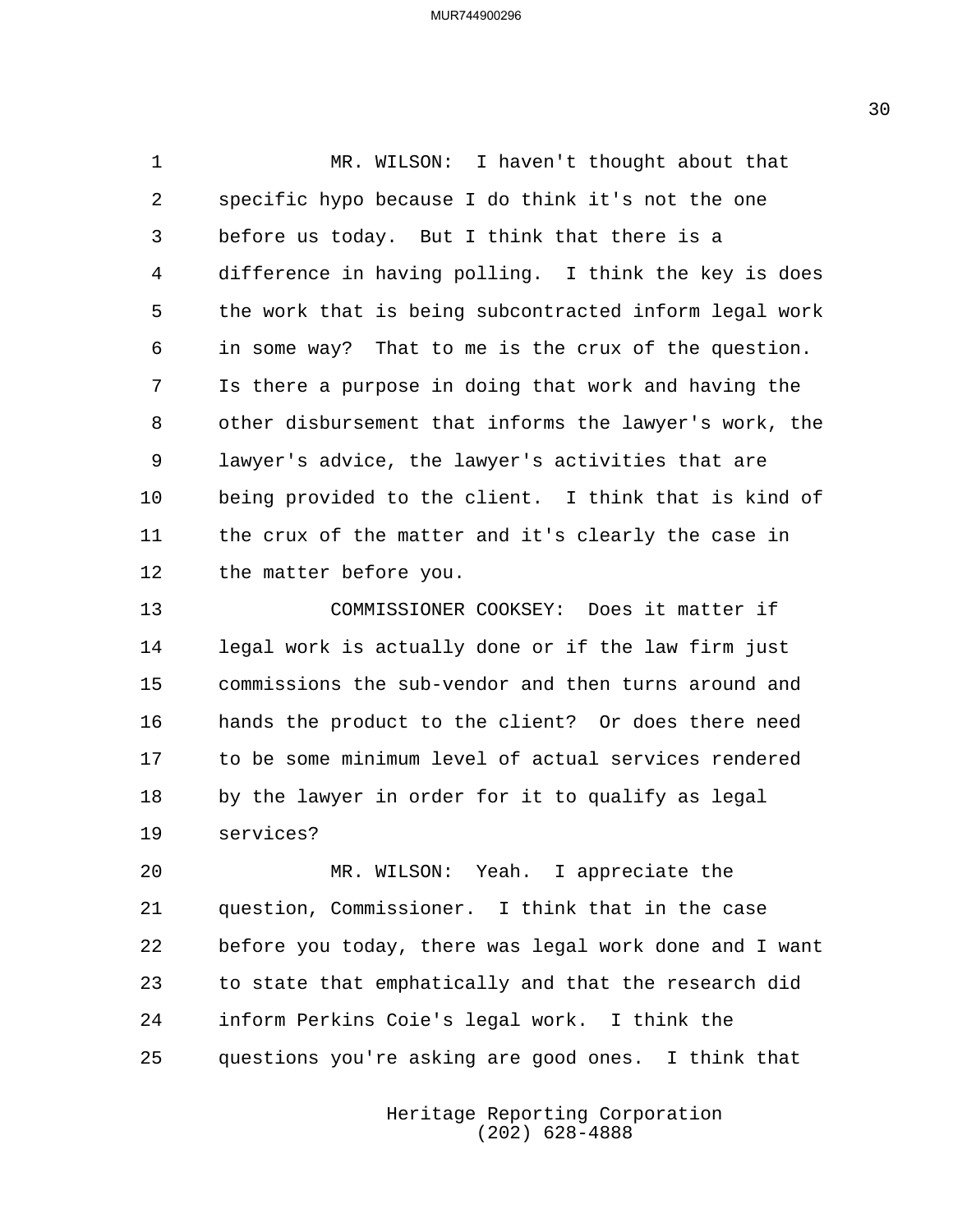MR. WILSON: I haven't thought about that specific hypo because I do think it's not the one before us today. But I think that there is a difference in having polling. I think the key is does the work that is being subcontracted inform legal work in some way? That to me is the crux of the question. Is there a purpose in doing that work and having the other disbursement that informs the lawyer's work, the lawyer's advice, the lawyer's activities that are being provided to the client. I think that is kind of the crux of the matter and it's clearly the case in the matter before you.

COMMISSIONER COOKSEY: Does it matter if legal work is actually done or if the law firm just commissions the sub-vendor and then turns around and hands the product to the client? Or does there need to be some minimum level of actual services rendered by the lawyer in order for it to qualify as legal services?

MR. WILSON: Yeah. I appreciate the question, Commissioner. I think that in the case before you today, there was legal work done and I want to state that emphatically and that the research did inform Perkins Coie's legal work. I think the questions you're asking are good ones. I think that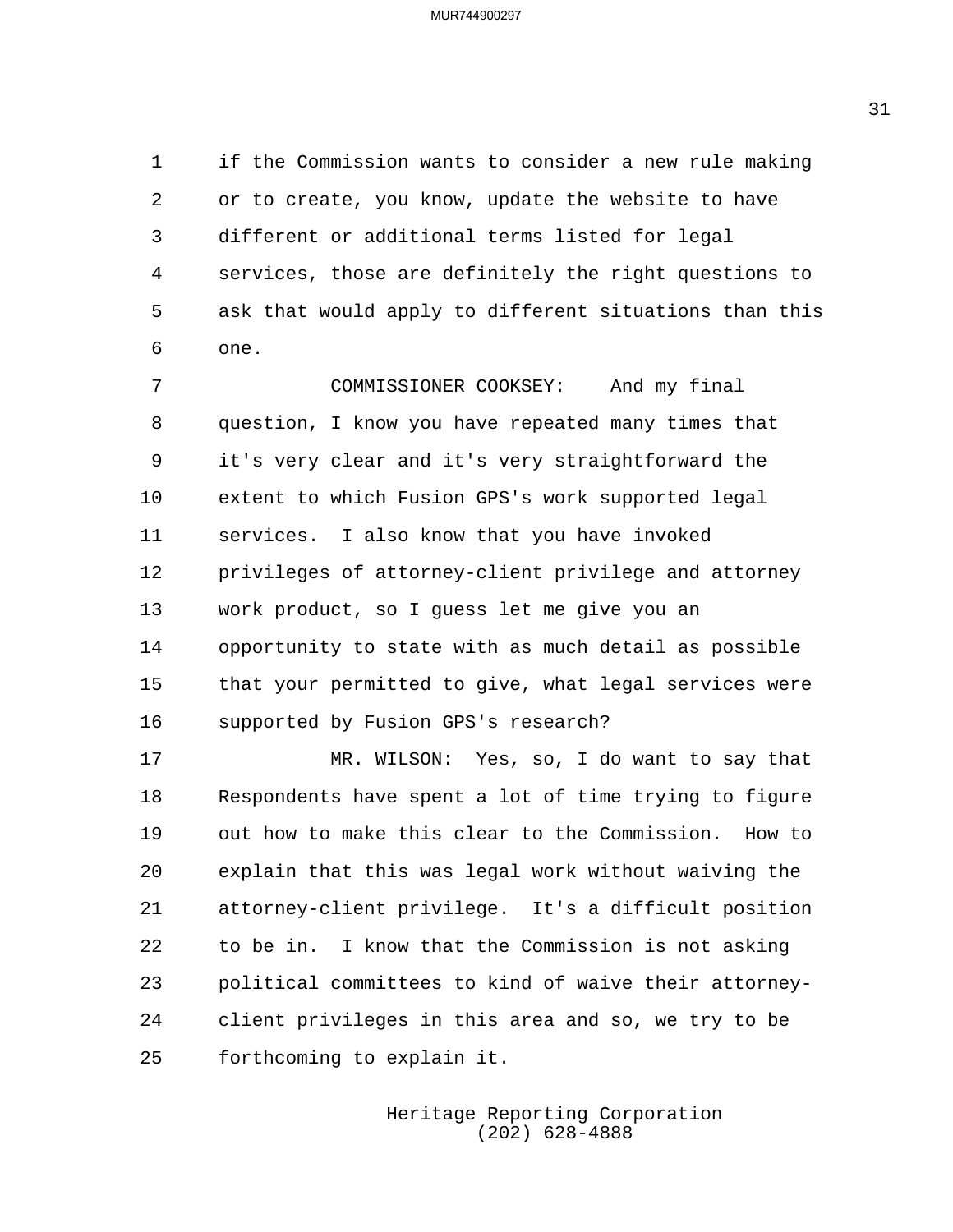1 if the Commission wants to consider a new rule making
2 or to create, you know, update the website to have
3 different or additional terms listed for legal
4 services, those are definitely the right questions to
5 ask that would apply to different situations than this
6 one.

7 COMMISSIONER COOKSEY: And my final
8 question, I know you have repeated many times that
9 it's very clear and it's very straightforward the
10 extent to which Fusion GPS's work supported legal
11 services. I also know that you have invoked
12 privileges of attorney-client privilege and attorney
13 work product, so I guess let me give you an
14 opportunity to state with as much detail as possible
15 that your permitted to give, what legal services were
16 supported by Fusion GPS's research?

17 MR. WILSON: Yes, so, I do want to say that
18 Respondents have spent a lot of time trying to figure
19 out how to make this clear to the Commission. How to
20 explain that this was legal work without waiving the
21 attorney-client privilege. It's a difficult position
22 to be in. I know that the Commission is not asking
23 political committees to kind of waive their attorney-
24 client privileges in this area and so, we try to be
25 forthcoming to explain it.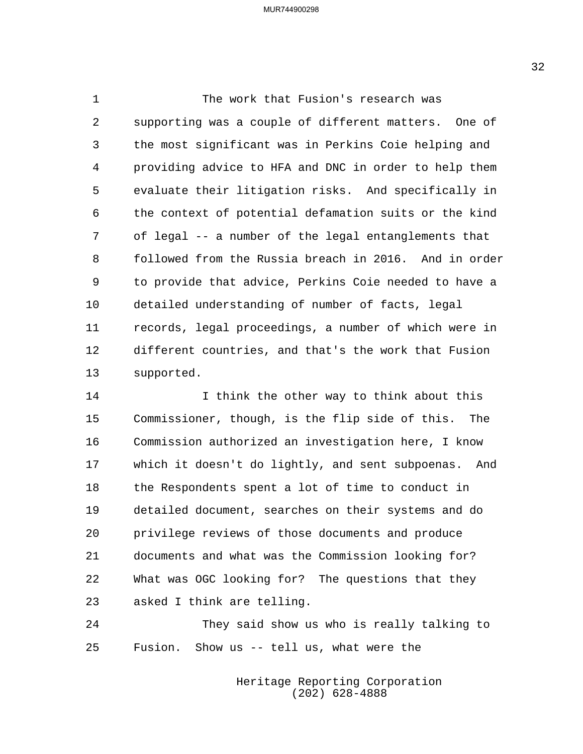The work that Fusion's research was supporting was a couple of different matters. One of the most significant was in Perkins Coie helping and providing advice to HFA and DNC in order to help them evaluate their litigation risks. And specifically in the context of potential defamation suits or the kind of legal -- a number of the legal entanglements that followed from the Russia breach in 2016. And in order to provide that advice, Perkins Coie needed to have a detailed understanding of number of facts, legal records, legal proceedings, a number of which were in different countries, and that's the work that Fusion supported.

I think the other way to think about this Commissioner, though, is the flip side of this. The Commission authorized an investigation here, I know which it doesn't do lightly, and sent subpoenas. And the Respondents spent a lot of time to conduct in detailed document, searches on their systems and do privilege reviews of those documents and produce documents and what was the Commission looking for? What was OGC looking for? The questions that they asked I think are telling.

They said show us who is really talking to Fusion. Show us -- tell us, what were the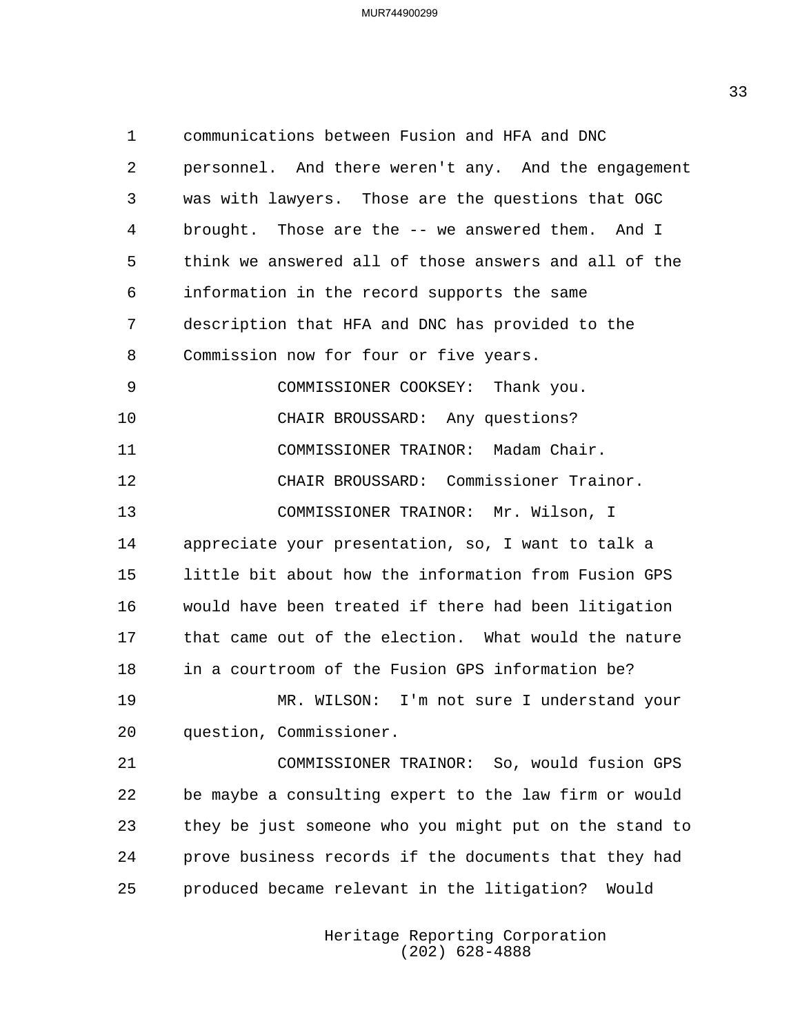communications between Fusion and HFA and DNC personnel. And there weren't any. And the engagement was with lawyers. Those are the questions that OGC brought. Those are the -- we answered them. And I think we answered all of those answers and all of the information in the record supports the same description that HFA and DNC has provided to the Commission now for four or five years.

COMMISSIONER COOKSEY: Thank you.

CHAIR BROUSSARD: Any questions?

COMMISSIONER TRAINOR: Madam Chair.

CHAIR BROUSSARD: Commissioner Trainor.

COMMISSIONER TRAINOR: Mr. Wilson, I appreciate your presentation, so, I want to talk a little bit about how the information from Fusion GPS would have been treated if there had been litigation that came out of the election. What would the nature in a courtroom of the Fusion GPS information be?

MR. WILSON: I'm not sure I understand your question, Commissioner.

COMMISSIONER TRAINOR: So, would fusion GPS be maybe a consulting expert to the law firm or would they be just someone who you might put on the stand to prove business records if the documents that they had produced became relevant in the litigation? Would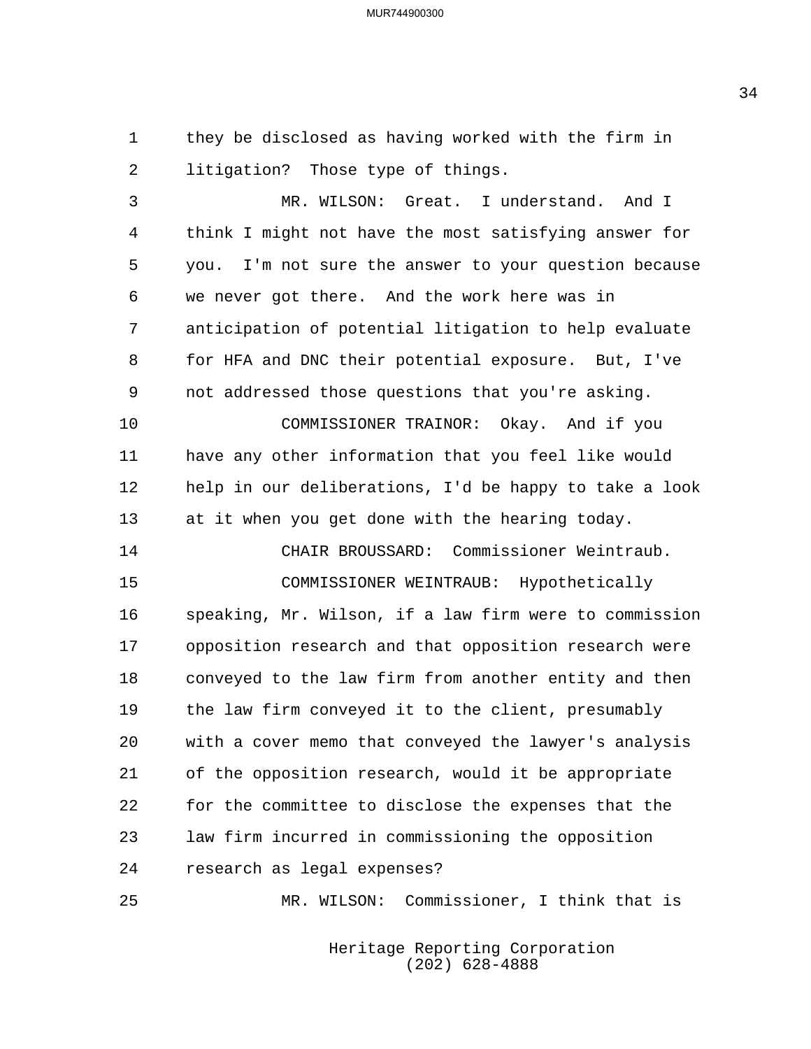they be disclosed as having worked with the firm in litigation? Those type of things.

MR. WILSON: Great. I understand. And I think I might not have the most satisfying answer for you. I'm not sure the answer to your question because we never got there. And the work here was in anticipation of potential litigation to help evaluate for HFA and DNC their potential exposure. But, I've not addressed those questions that you're asking.

COMMISSIONER TRAINOR: Okay. And if you have any other information that you feel like would help in our deliberations, I'd be happy to take a look at it when you get done with the hearing today.

CHAIR BROUSSARD: Commissioner Weintraub.

COMMISSIONER WEINTRAUB: Hypothetically speaking, Mr. Wilson, if a law firm were to commission opposition research and that opposition research were conveyed to the law firm from another entity and then the law firm conveyed it to the client, presumably with a cover memo that conveyed the lawyer's analysis of the opposition research, would it be appropriate for the committee to disclose the expenses that the law firm incurred in commissioning the opposition research as legal expenses?

MR. WILSON: Commissioner, I think that is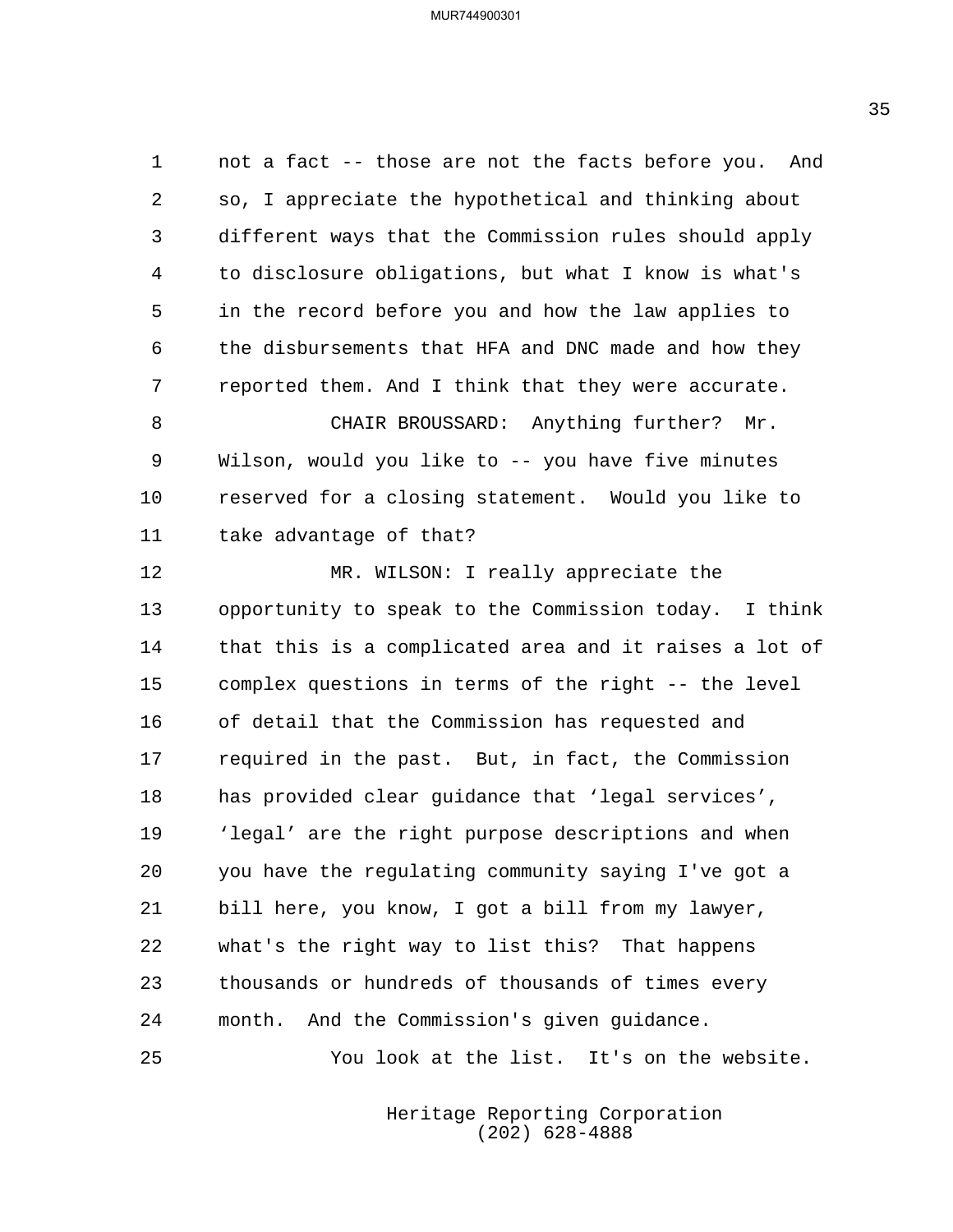not a fact -- those are not the facts before you. And so, I appreciate the hypothetical and thinking about different ways that the Commission rules should apply to disclosure obligations, but what I know is what's in the record before you and how the law applies to the disbursements that HFA and DNC made and how they reported them. And I think that they were accurate.

CHAIR BROUSSARD: Anything further? Mr. Wilson, would you like to -- you have five minutes reserved for a closing statement. Would you like to take advantage of that?

MR. WILSON: I really appreciate the opportunity to speak to the Commission today. I think that this is a complicated area and it raises a lot of complex questions in terms of the right -- the level of detail that the Commission has requested and required in the past. But, in fact, the Commission has provided clear guidance that 'legal services', 'legal' are the right purpose descriptions and when you have the regulating community saying I've got a bill here, you know, I got a bill from my lawyer, what's the right way to list this? That happens thousands or hundreds of thousands of times every month. And the Commission's given guidance.

You look at the list. It's on the website.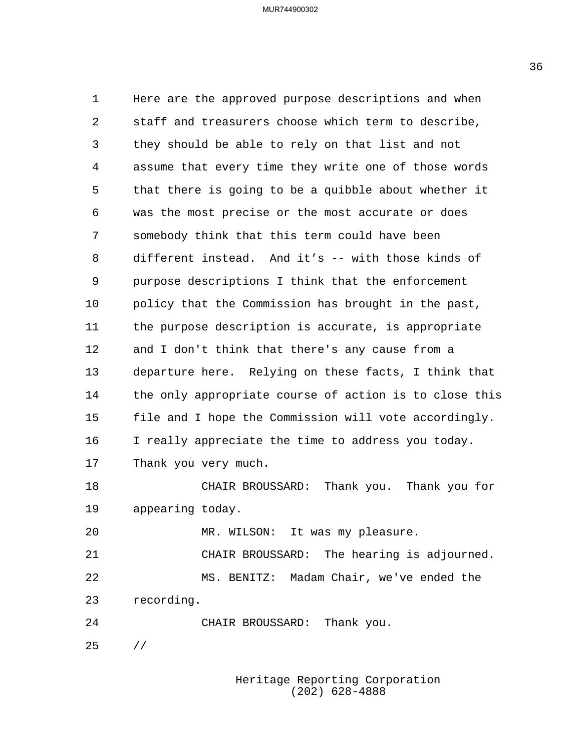Here are the approved purpose descriptions and when staff and treasurers choose which term to describe, they should be able to rely on that list and not assume that every time they write one of those words that there is going to be a quibble about whether it was the most precise or the most accurate or does somebody think that this term could have been different instead. And it’s -- with those kinds of purpose descriptions I think that the enforcement policy that the Commission has brought in the past, the purpose description is accurate, is appropriate and I don't think that there's any cause from a departure here. Relying on these facts, I think that the only appropriate course of action is to close this file and I hope the Commission will vote accordingly. I really appreciate the time to address you today. Thank you very much.

CHAIR BROUSSARD: Thank you. Thank you for appearing today.

MR. WILSON: It was my pleasure.

CHAIR BROUSSARD: The hearing is adjourned.

MS. BENITZ: Madam Chair, we've ended the recording.

CHAIR BROUSSARD: Thank you.

//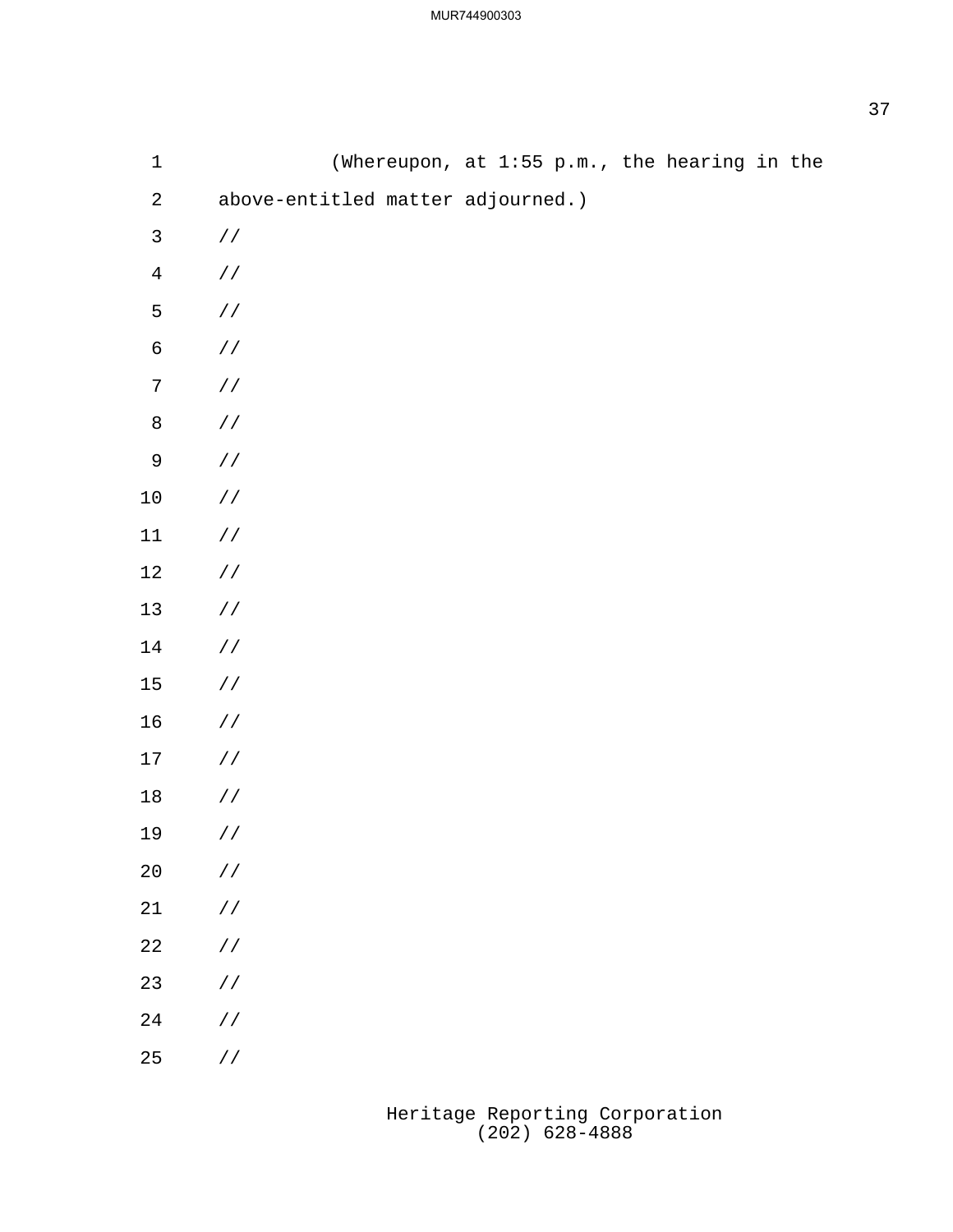(Whereupon, at 1:55 p.m., the hearing in the above-entitled matter adjourned.)

//

//

//

//

//

//

//

//

//

//

//

//

//

//

//

//

//

//

//

//

//

//

//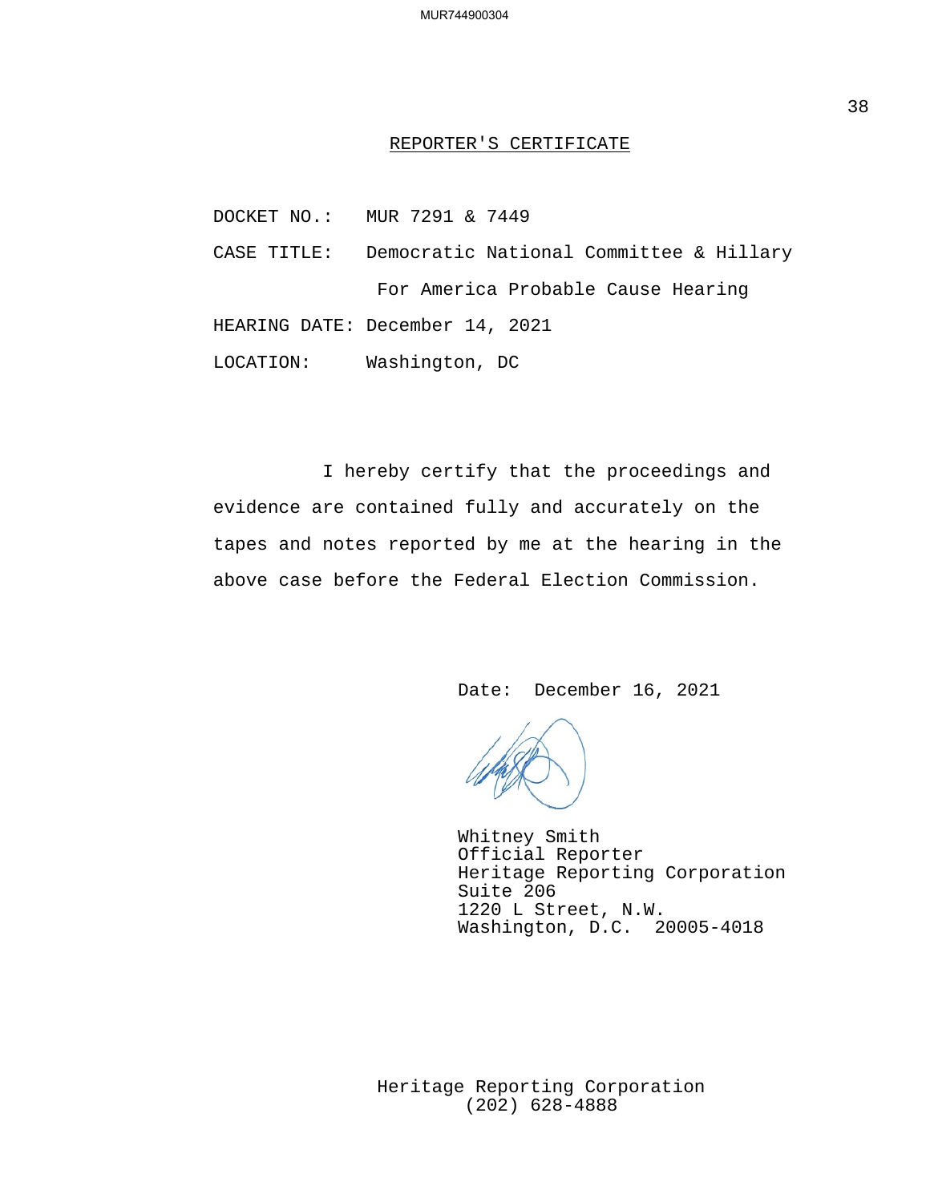## REPORTER'S CERTIFICATE

DOCKET NO.: MUR 7291 & 7449

CASE TITLE: Democratic National Committee & Hillary For America Probable Cause Hearing

HEARING DATE: December 14, 2021

LOCATION: Washington, DC

I hereby certify that the proceedings and evidence are contained fully and accurately on the tapes and notes reported by me at the hearing in the above case before the Federal Election Commission.

Date: December 16, 2021

Whitney Smith
Official Reporter
Heritage Reporting Corporation
Suite 206
1220 L Street, N.W.
Washington, D.C. 20005-4018